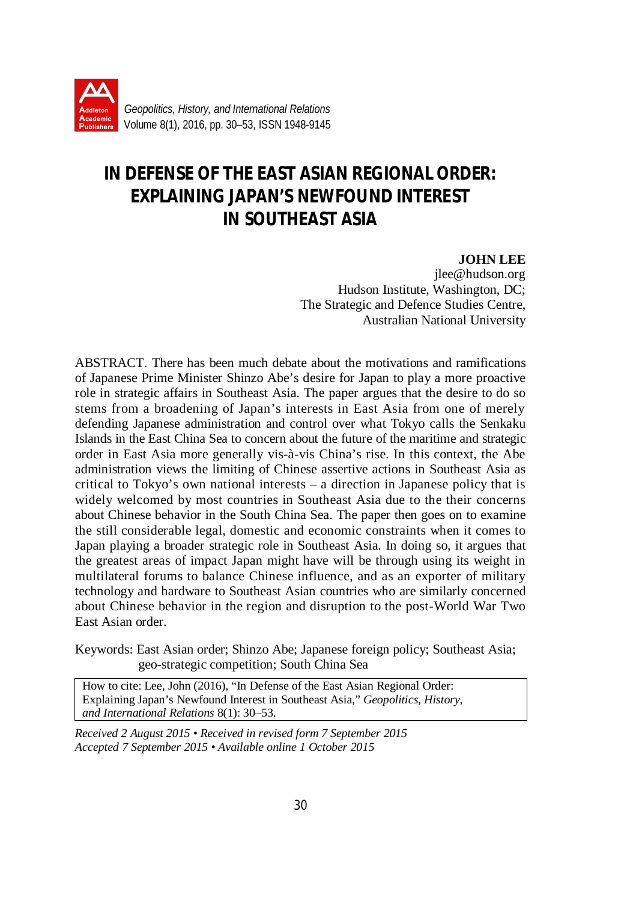# IN DEFENSE OF THE EAST ASIAN REGIONAL ORDER: EXPLAINING JAPAN'S NEWFOUND INTEREST IN SOUTHEAST ASIA

**JOHN LEE**
jlee@hudson.org
Hudson Institute, Washington, DC;
The Strategic and Defence Studies Centre,
Australian National University

ABSTRACT. There has been much debate about the motivations and ramifications of Japanese Prime Minister Shinzo Abe's desire for Japan to play a more proactive role in strategic affairs in Southeast Asia. The paper argues that the desire to do so stems from a broadening of Japan's interests in East Asia from one of merely defending Japanese administration and control over what Tokyo calls the Senkaku Islands in the East China Sea to concern about the future of the maritime and strategic order in East Asia more generally vis-à-vis China's rise. In this context, the Abe administration views the limiting of Chinese assertive actions in Southeast Asia as critical to Tokyo's own national interests – a direction in Japanese policy that is widely welcomed by most countries in Southeast Asia due to the their concerns about Chinese behavior in the South China Sea. The paper then goes on to examine the still considerable legal, domestic and economic constraints when it comes to Japan playing a broader strategic role in Southeast Asia. In doing so, it argues that the greatest areas of impact Japan might have will be through using its weight in multilateral forums to balance Chinese influence, and as an exporter of military technology and hardware to Southeast Asian countries who are similarly concerned about Chinese behavior in the region and disruption to the post-World War Two East Asian order.

Keywords: East Asian order; Shinzo Abe; Japanese foreign policy; Southeast Asia; geo-strategic competition; South China Sea

How to cite: Lee, John (2016), "In Defense of the East Asian Regional Order: Explaining Japan's Newfound Interest in Southeast Asia," *Geopolitics, History, and International Relations* 8(1): 30–53.

*Received 2 August 2015 • Received in revised form 7 September 2015*
*Accepted 7 September 2015 • Available online 1 October 2015*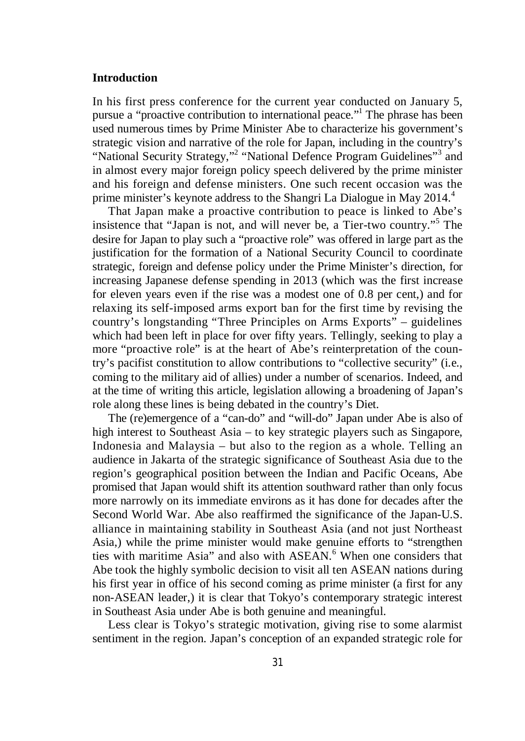## Introduction

In his first press conference for the current year conducted on January 5, pursue a "proactive contribution to international peace."[1] The phrase has been used numerous times by Prime Minister Abe to characterize his government's strategic vision and narrative of the role for Japan, including in the country's "National Security Strategy,"[2] "National Defence Program Guidelines"[3] and in almost every major foreign policy speech delivered by the prime minister and his foreign and defense ministers. One such recent occasion was the prime minister's keynote address to the Shangri La Dialogue in May 2014.[4]

That Japan make a proactive contribution to peace is linked to Abe's insistence that "Japan is not, and will never be, a Tier-two country."[5] The desire for Japan to play such a "proactive role" was offered in large part as the justification for the formation of a National Security Council to coordinate strategic, foreign and defense policy under the Prime Minister's direction, for increasing Japanese defense spending in 2013 (which was the first increase for eleven years even if the rise was a modest one of 0.8 per cent,) and for relaxing its self-imposed arms export ban for the first time by revising the country's longstanding "Three Principles on Arms Exports" – guidelines which had been left in place for over fifty years. Tellingly, seeking to play a more "proactive role" is at the heart of Abe's reinterpretation of the country's pacifist constitution to allow contributions to "collective security" (i.e., coming to the military aid of allies) under a number of scenarios. Indeed, and at the time of writing this article, legislation allowing a broadening of Japan's role along these lines is being debated in the country's Diet.

The (re)emergence of a "can-do" and "will-do" Japan under Abe is also of high interest to Southeast Asia – to key strategic players such as Singapore, Indonesia and Malaysia – but also to the region as a whole. Telling an audience in Jakarta of the strategic significance of Southeast Asia due to the region's geographical position between the Indian and Pacific Oceans, Abe promised that Japan would shift its attention southward rather than only focus more narrowly on its immediate environs as it has done for decades after the Second World War. Abe also reaffirmed the significance of the Japan-U.S. alliance in maintaining stability in Southeast Asia (and not just Northeast Asia,) while the prime minister would make genuine efforts to "strengthen ties with maritime Asia" and also with ASEAN.[6] When one considers that Abe took the highly symbolic decision to visit all ten ASEAN nations during his first year in office of his second coming as prime minister (a first for any non-ASEAN leader,) it is clear that Tokyo's contemporary strategic interest in Southeast Asia under Abe is both genuine and meaningful.

Less clear is Tokyo's strategic motivation, giving rise to some alarmist sentiment in the region. Japan's conception of an expanded strategic role for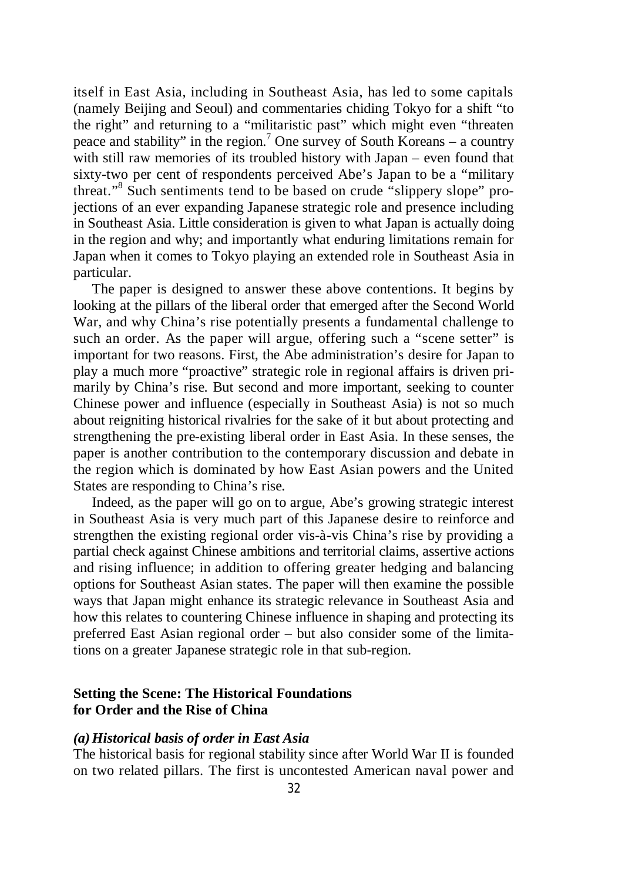itself in East Asia, including in Southeast Asia, has led to some capitals (namely Beijing and Seoul) and commentaries chiding Tokyo for a shift "to the right" and returning to a "militaristic past" which might even "threaten peace and stability" in the region.[7] One survey of South Koreans – a country with still raw memories of its troubled history with Japan – even found that sixty-two per cent of respondents perceived Abe's Japan to be a "military threat."[8] Such sentiments tend to be based on crude "slippery slope" projections of an ever expanding Japanese strategic role and presence including in Southeast Asia. Little consideration is given to what Japan is actually doing in the region and why; and importantly what enduring limitations remain for Japan when it comes to Tokyo playing an extended role in Southeast Asia in particular.

The paper is designed to answer these above contentions. It begins by looking at the pillars of the liberal order that emerged after the Second World War, and why China's rise potentially presents a fundamental challenge to such an order. As the paper will argue, offering such a "scene setter" is important for two reasons. First, the Abe administration's desire for Japan to play a much more "proactive" strategic role in regional affairs is driven primarily by China's rise. But second and more important, seeking to counter Chinese power and influence (especially in Southeast Asia) is not so much about reigniting historical rivalries for the sake of it but about protecting and strengthening the pre-existing liberal order in East Asia. In these senses, the paper is another contribution to the contemporary discussion and debate in the region which is dominated by how East Asian powers and the United States are responding to China's rise.

Indeed, as the paper will go on to argue, Abe's growing strategic interest in Southeast Asia is very much part of this Japanese desire to reinforce and strengthen the existing regional order vis-à-vis China's rise by providing a partial check against Chinese ambitions and territorial claims, assertive actions and rising influence; in addition to offering greater hedging and balancing options for Southeast Asian states. The paper will then examine the possible ways that Japan might enhance its strategic relevance in Southeast Asia and how this relates to countering Chinese influence in shaping and protecting its preferred East Asian regional order – but also consider some of the limitations on a greater Japanese strategic role in that sub-region.

## Setting the Scene: The Historical Foundations for Order and the Rise of China

### *(a) Historical basis of order in East Asia*

The historical basis for regional stability since after World War II is founded on two related pillars. The first is uncontested American naval power and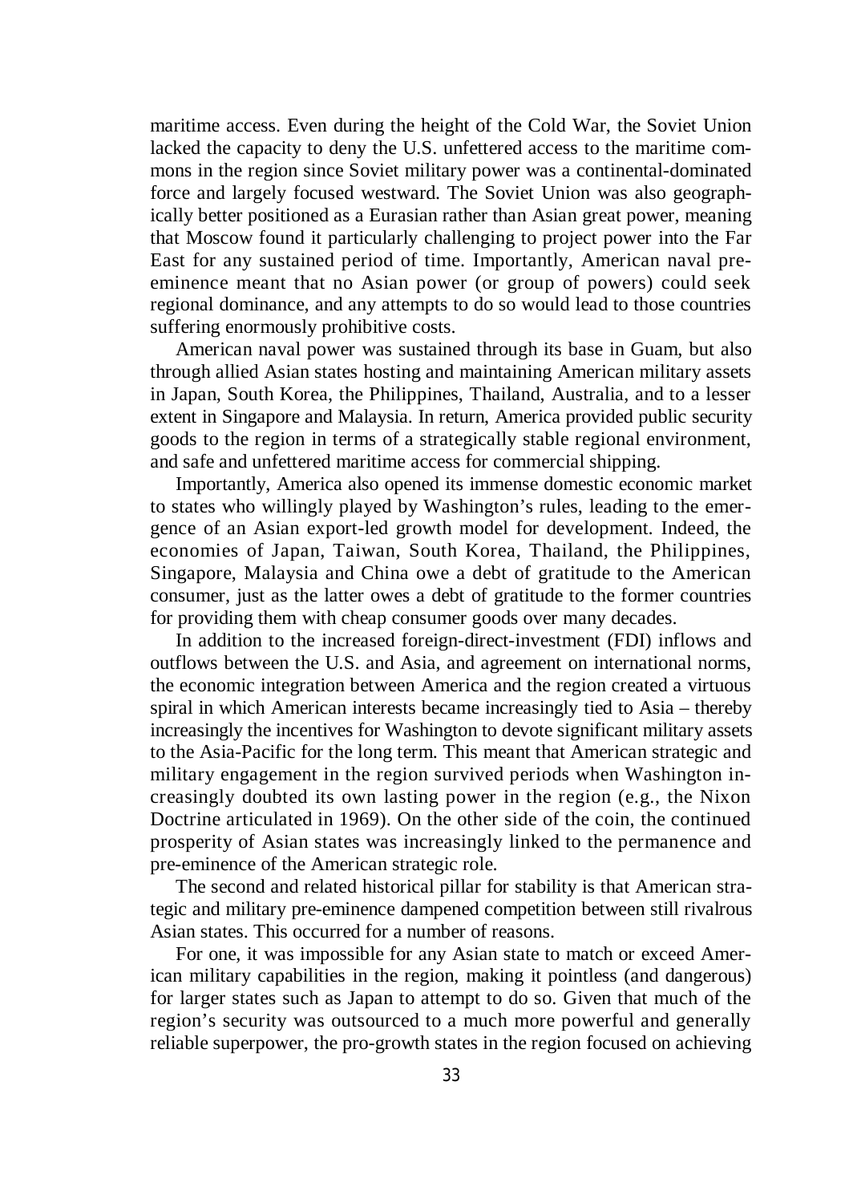maritime access. Even during the height of the Cold War, the Soviet Union lacked the capacity to deny the U.S. unfettered access to the maritime commons in the region since Soviet military power was a continental-dominated force and largely focused westward. The Soviet Union was also geographically better positioned as a Eurasian rather than Asian great power, meaning that Moscow found it particularly challenging to project power into the Far East for any sustained period of time. Importantly, American naval pre-eminence meant that no Asian power (or group of powers) could seek regional dominance, and any attempts to do so would lead to those countries suffering enormously prohibitive costs.

American naval power was sustained through its base in Guam, but also through allied Asian states hosting and maintaining American military assets in Japan, South Korea, the Philippines, Thailand, Australia, and to a lesser extent in Singapore and Malaysia. In return, America provided public security goods to the region in terms of a strategically stable regional environment, and safe and unfettered maritime access for commercial shipping.

Importantly, America also opened its immense domestic economic market to states who willingly played by Washington's rules, leading to the emergence of an Asian export-led growth model for development. Indeed, the economies of Japan, Taiwan, South Korea, Thailand, the Philippines, Singapore, Malaysia and China owe a debt of gratitude to the American consumer, just as the latter owes a debt of gratitude to the former countries for providing them with cheap consumer goods over many decades.

In addition to the increased foreign-direct-investment (FDI) inflows and outflows between the U.S. and Asia, and agreement on international norms, the economic integration between America and the region created a virtuous spiral in which American interests became increasingly tied to Asia – thereby increasingly the incentives for Washington to devote significant military assets to the Asia-Pacific for the long term. This meant that American strategic and military engagement in the region survived periods when Washington increasingly doubted its own lasting power in the region (e.g., the Nixon Doctrine articulated in 1969). On the other side of the coin, the continued prosperity of Asian states was increasingly linked to the permanence and pre-eminence of the American strategic role.

The second and related historical pillar for stability is that American strategic and military pre-eminence dampened competition between still rivalrous Asian states. This occurred for a number of reasons.

For one, it was impossible for any Asian state to match or exceed American military capabilities in the region, making it pointless (and dangerous) for larger states such as Japan to attempt to do so. Given that much of the region's security was outsourced to a much more powerful and generally reliable superpower, the pro-growth states in the region focused on achieving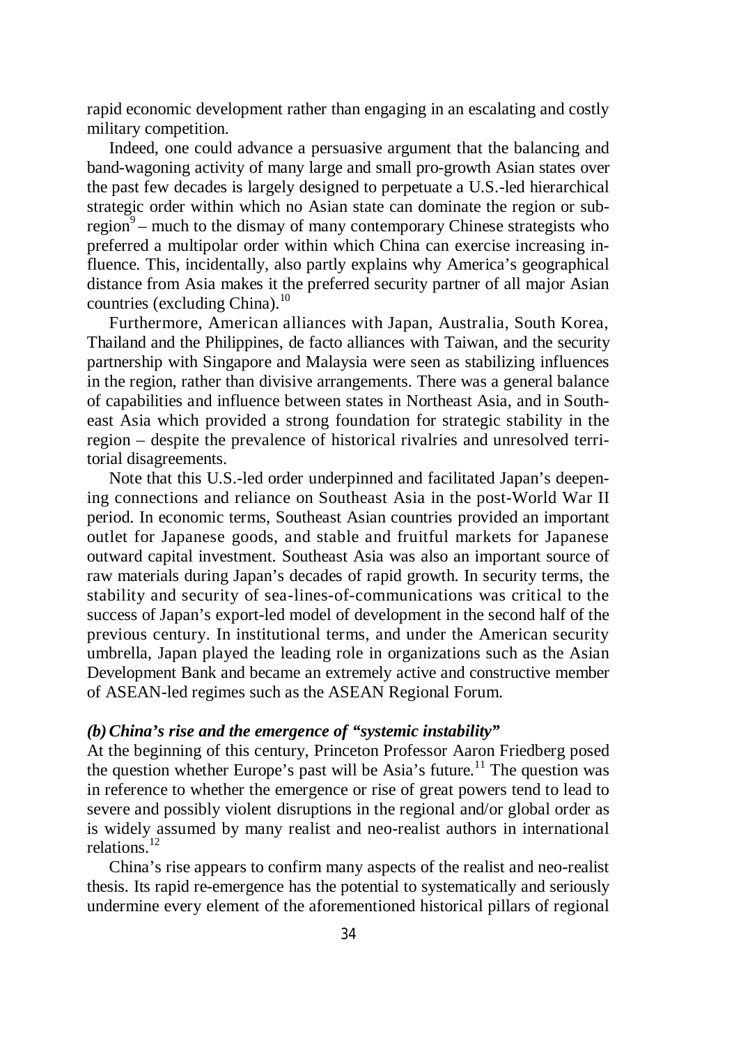rapid economic development rather than engaging in an escalating and costly military competition.

Indeed, one could advance a persuasive argument that the balancing and band-wagoning activity of many large and small pro-growth Asian states over the past few decades is largely designed to perpetuate a U.S.-led hierarchical strategic order within which no Asian state can dominate the region or sub-region[9] – much to the dismay of many contemporary Chinese strategists who preferred a multipolar order within which China can exercise increasing influence. This, incidentally, also partly explains why America's geographical distance from Asia makes it the preferred security partner of all major Asian countries (excluding China).[10]

Furthermore, American alliances with Japan, Australia, South Korea, Thailand and the Philippines, de facto alliances with Taiwan, and the security partnership with Singapore and Malaysia were seen as stabilizing influences in the region, rather than divisive arrangements. There was a general balance of capabilities and influence between states in Northeast Asia, and in Southeast Asia which provided a strong foundation for strategic stability in the region – despite the prevalence of historical rivalries and unresolved territorial disagreements.

Note that this U.S.-led order underpinned and facilitated Japan's deepening connections and reliance on Southeast Asia in the post-World War II period. In economic terms, Southeast Asian countries provided an important outlet for Japanese goods, and stable and fruitful markets for Japanese outward capital investment. Southeast Asia was also an important source of raw materials during Japan's decades of rapid growth. In security terms, the stability and security of sea-lines-of-communications was critical to the success of Japan's export-led model of development in the second half of the previous century. In institutional terms, and under the American security umbrella, Japan played the leading role in organizations such as the Asian Development Bank and became an extremely active and constructive member of ASEAN-led regimes such as the ASEAN Regional Forum.

### *(b) China's rise and the emergence of "systemic instability"*

At the beginning of this century, Princeton Professor Aaron Friedberg posed the question whether Europe's past will be Asia's future.[11] The question was in reference to whether the emergence or rise of great powers tend to lead to severe and possibly violent disruptions in the regional and/or global order as is widely assumed by many realist and neo-realist authors in international relations.[12]

China's rise appears to confirm many aspects of the realist and neo-realist thesis. Its rapid re-emergence has the potential to systematically and seriously undermine every element of the aforementioned historical pillars of regional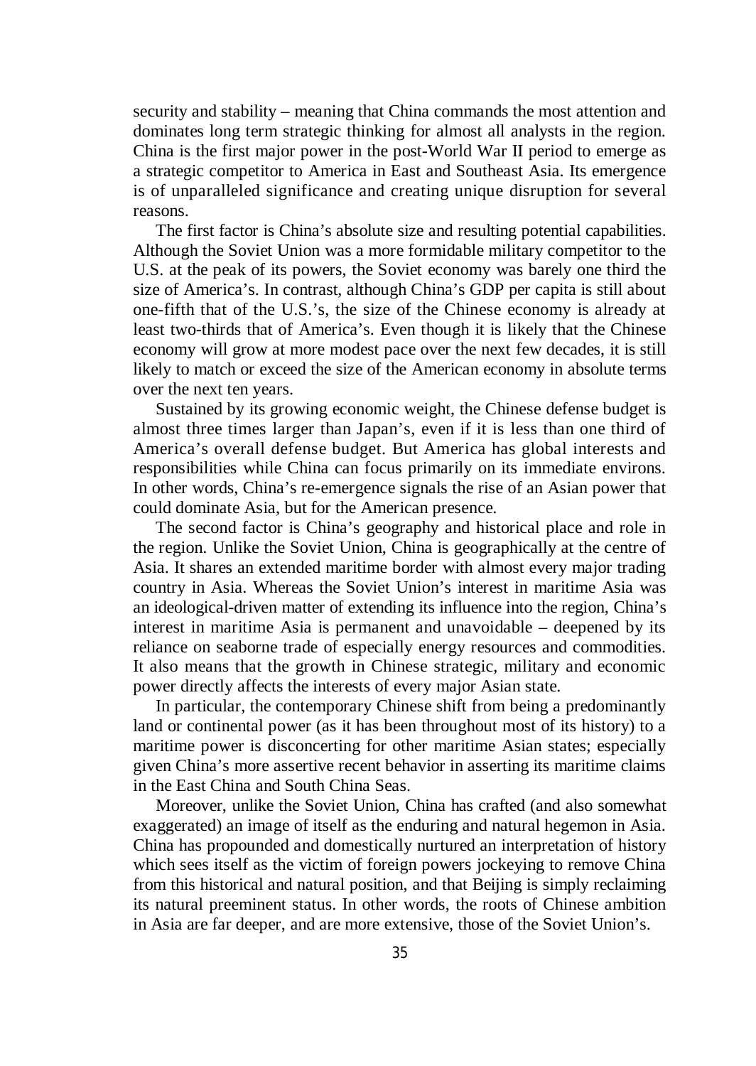security and stability – meaning that China commands the most attention and dominates long term strategic thinking for almost all analysts in the region. China is the first major power in the post-World War II period to emerge as a strategic competitor to America in East and Southeast Asia. Its emergence is of unparalleled significance and creating unique disruption for several reasons.

The first factor is China's absolute size and resulting potential capabilities. Although the Soviet Union was a more formidable military competitor to the U.S. at the peak of its powers, the Soviet economy was barely one third the size of America's. In contrast, although China's GDP per capita is still about one-fifth that of the U.S.'s, the size of the Chinese economy is already at least two-thirds that of America's. Even though it is likely that the Chinese economy will grow at more modest pace over the next few decades, it is still likely to match or exceed the size of the American economy in absolute terms over the next ten years.

Sustained by its growing economic weight, the Chinese defense budget is almost three times larger than Japan's, even if it is less than one third of America's overall defense budget. But America has global interests and responsibilities while China can focus primarily on its immediate environs. In other words, China's re-emergence signals the rise of an Asian power that could dominate Asia, but for the American presence.

The second factor is China's geography and historical place and role in the region. Unlike the Soviet Union, China is geographically at the centre of Asia. It shares an extended maritime border with almost every major trading country in Asia. Whereas the Soviet Union's interest in maritime Asia was an ideological-driven matter of extending its influence into the region, China's interest in maritime Asia is permanent and unavoidable – deepened by its reliance on seaborne trade of especially energy resources and commodities. It also means that the growth in Chinese strategic, military and economic power directly affects the interests of every major Asian state.

In particular, the contemporary Chinese shift from being a predominantly land or continental power (as it has been throughout most of its history) to a maritime power is disconcerting for other maritime Asian states; especially given China's more assertive recent behavior in asserting its maritime claims in the East China and South China Seas.

Moreover, unlike the Soviet Union, China has crafted (and also somewhat exaggerated) an image of itself as the enduring and natural hegemon in Asia. China has propounded and domestically nurtured an interpretation of history which sees itself as the victim of foreign powers jockeying to remove China from this historical and natural position, and that Beijing is simply reclaiming its natural preeminent status. In other words, the roots of Chinese ambition in Asia are far deeper, and are more extensive, those of the Soviet Union's.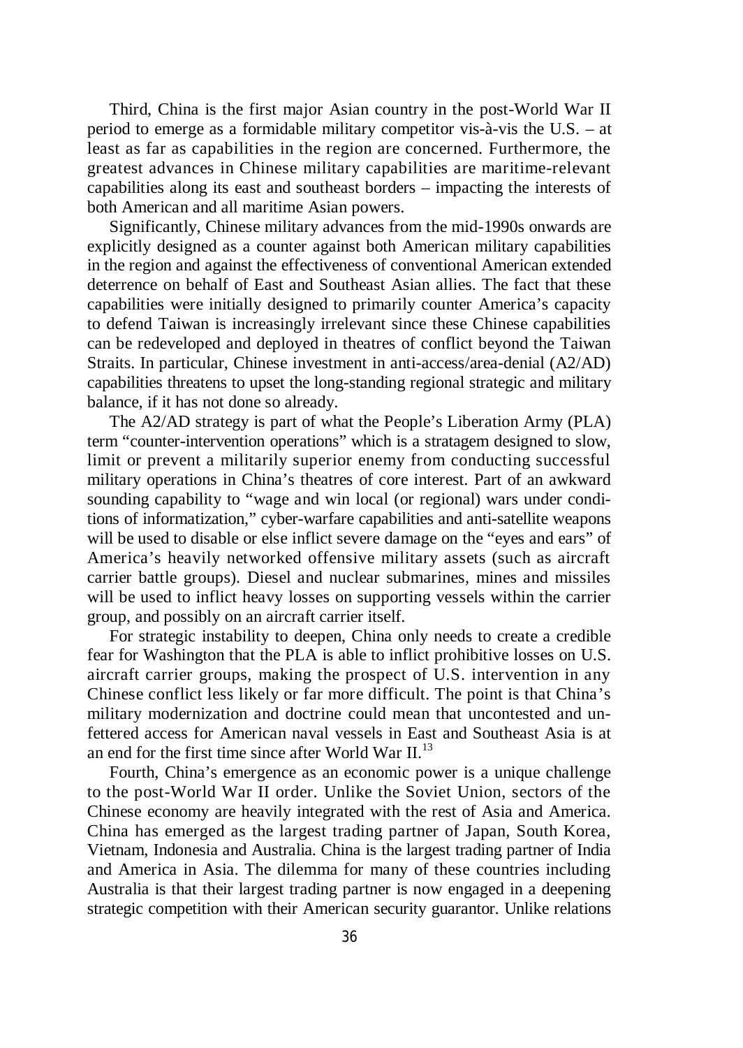Third, China is the first major Asian country in the post-World War II period to emerge as a formidable military competitor vis-à-vis the U.S. – at least as far as capabilities in the region are concerned. Furthermore, the greatest advances in Chinese military capabilities are maritime-relevant capabilities along its east and southeast borders – impacting the interests of both American and all maritime Asian powers.

Significantly, Chinese military advances from the mid-1990s onwards are explicitly designed as a counter against both American military capabilities in the region and against the effectiveness of conventional American extended deterrence on behalf of East and Southeast Asian allies. The fact that these capabilities were initially designed to primarily counter America's capacity to defend Taiwan is increasingly irrelevant since these Chinese capabilities can be redeveloped and deployed in theatres of conflict beyond the Taiwan Straits. In particular, Chinese investment in anti-access/area-denial (A2/AD) capabilities threatens to upset the long-standing regional strategic and military balance, if it has not done so already.

The A2/AD strategy is part of what the People's Liberation Army (PLA) term "counter-intervention operations" which is a stratagem designed to slow, limit or prevent a militarily superior enemy from conducting successful military operations in China's theatres of core interest. Part of an awkward sounding capability to "wage and win local (or regional) wars under conditions of informatization," cyber-warfare capabilities and anti-satellite weapons will be used to disable or else inflict severe damage on the "eyes and ears" of America's heavily networked offensive military assets (such as aircraft carrier battle groups). Diesel and nuclear submarines, mines and missiles will be used to inflict heavy losses on supporting vessels within the carrier group, and possibly on an aircraft carrier itself.

For strategic instability to deepen, China only needs to create a credible fear for Washington that the PLA is able to inflict prohibitive losses on U.S. aircraft carrier groups, making the prospect of U.S. intervention in any Chinese conflict less likely or far more difficult. The point is that China's military modernization and doctrine could mean that uncontested and unfettered access for American naval vessels in East and Southeast Asia is at an end for the first time since after World War II.[13]

Fourth, China's emergence as an economic power is a unique challenge to the post-World War II order. Unlike the Soviet Union, sectors of the Chinese economy are heavily integrated with the rest of Asia and America. China has emerged as the largest trading partner of Japan, South Korea, Vietnam, Indonesia and Australia. China is the largest trading partner of India and America in Asia. The dilemma for many of these countries including Australia is that their largest trading partner is now engaged in a deepening strategic competition with their American security guarantor. Unlike relations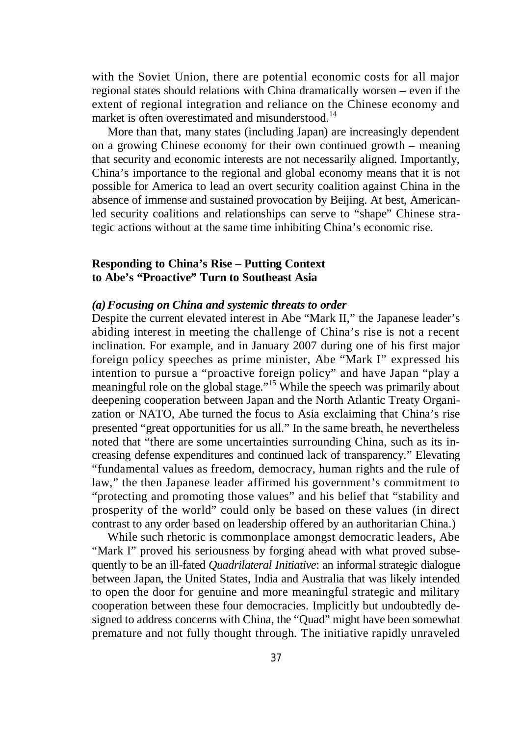with the Soviet Union, there are potential economic costs for all major regional states should relations with China dramatically worsen – even if the extent of regional integration and reliance on the Chinese economy and market is often overestimated and misunderstood.[14]

More than that, many states (including Japan) are increasingly dependent on a growing Chinese economy for their own continued growth – meaning that security and economic interests are not necessarily aligned. Importantly, China's importance to the regional and global economy means that it is not possible for America to lead an overt security coalition against China in the absence of immense and sustained provocation by Beijing. At best, American-led security coalitions and relationships can serve to "shape" Chinese strategic actions without at the same time inhibiting China's economic rise.

## Responding to China's Rise – Putting Context to Abe's "Proactive" Turn to Southeast Asia

### *(a) Focusing on China and systemic threats to order*

Despite the current elevated interest in Abe "Mark II," the Japanese leader's abiding interest in meeting the challenge of China's rise is not a recent inclination. For example, and in January 2007 during one of his first major foreign policy speeches as prime minister, Abe "Mark I" expressed his intention to pursue a "proactive foreign policy" and have Japan "play a meaningful role on the global stage."[15] While the speech was primarily about deepening cooperation between Japan and the North Atlantic Treaty Organization or NATO, Abe turned the focus to Asia exclaiming that China's rise presented "great opportunities for us all." In the same breath, he nevertheless noted that "there are some uncertainties surrounding China, such as its increasing defense expenditures and continued lack of transparency." Elevating "fundamental values as freedom, democracy, human rights and the rule of law," the then Japanese leader affirmed his government's commitment to "protecting and promoting those values" and his belief that "stability and prosperity of the world" could only be based on these values (in direct contrast to any order based on leadership offered by an authoritarian China.)

While such rhetoric is commonplace amongst democratic leaders, Abe "Mark I" proved his seriousness by forging ahead with what proved subsequently to be an ill-fated *Quadrilateral Initiative*: an informal strategic dialogue between Japan, the United States, India and Australia that was likely intended to open the door for genuine and more meaningful strategic and military cooperation between these four democracies. Implicitly but undoubtedly designed to address concerns with China, the "Quad" might have been somewhat premature and not fully thought through. The initiative rapidly unraveled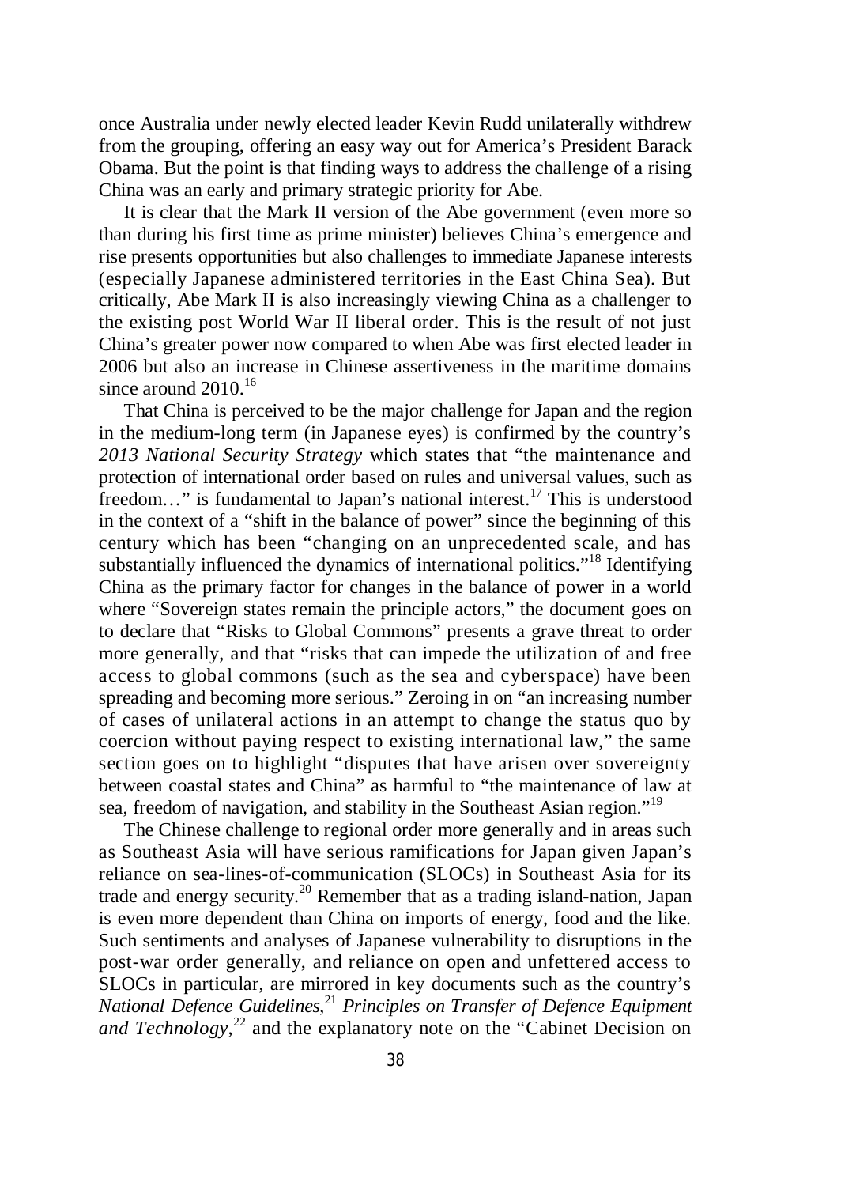once Australia under newly elected leader Kevin Rudd unilaterally withdrew from the grouping, offering an easy way out for America's President Barack Obama. But the point is that finding ways to address the challenge of a rising China was an early and primary strategic priority for Abe.

It is clear that the Mark II version of the Abe government (even more so than during his first time as prime minister) believes China's emergence and rise presents opportunities but also challenges to immediate Japanese interests (especially Japanese administered territories in the East China Sea). But critically, Abe Mark II is also increasingly viewing China as a challenger to the existing post World War II liberal order. This is the result of not just China's greater power now compared to when Abe was first elected leader in 2006 but also an increase in Chinese assertiveness in the maritime domains since around 2010.[16]

That China is perceived to be the major challenge for Japan and the region in the medium-long term (in Japanese eyes) is confirmed by the country's *2013 National Security Strategy* which states that "the maintenance and protection of international order based on rules and universal values, such as freedom…" is fundamental to Japan's national interest.[17] This is understood in the context of a "shift in the balance of power" since the beginning of this century which has been "changing on an unprecedented scale, and has substantially influenced the dynamics of international politics."[18] Identifying China as the primary factor for changes in the balance of power in a world where "Sovereign states remain the principle actors," the document goes on to declare that "Risks to Global Commons" presents a grave threat to order more generally, and that "risks that can impede the utilization of and free access to global commons (such as the sea and cyberspace) have been spreading and becoming more serious." Zeroing in on "an increasing number of cases of unilateral actions in an attempt to change the status quo by coercion without paying respect to existing international law," the same section goes on to highlight "disputes that have arisen over sovereignty between coastal states and China" as harmful to "the maintenance of law at sea, freedom of navigation, and stability in the Southeast Asian region."[19]

The Chinese challenge to regional order more generally and in areas such as Southeast Asia will have serious ramifications for Japan given Japan's reliance on sea-lines-of-communication (SLOCs) in Southeast Asia for its trade and energy security.[20] Remember that as a trading island-nation, Japan is even more dependent than China on imports of energy, food and the like. Such sentiments and analyses of Japanese vulnerability to disruptions in the post-war order generally, and reliance on open and unfettered access to SLOCs in particular, are mirrored in key documents such as the country's *National Defence Guidelines*,[21] *Principles on Transfer of Defence Equipment and Technology*,[22] and the explanatory note on the "Cabinet Decision on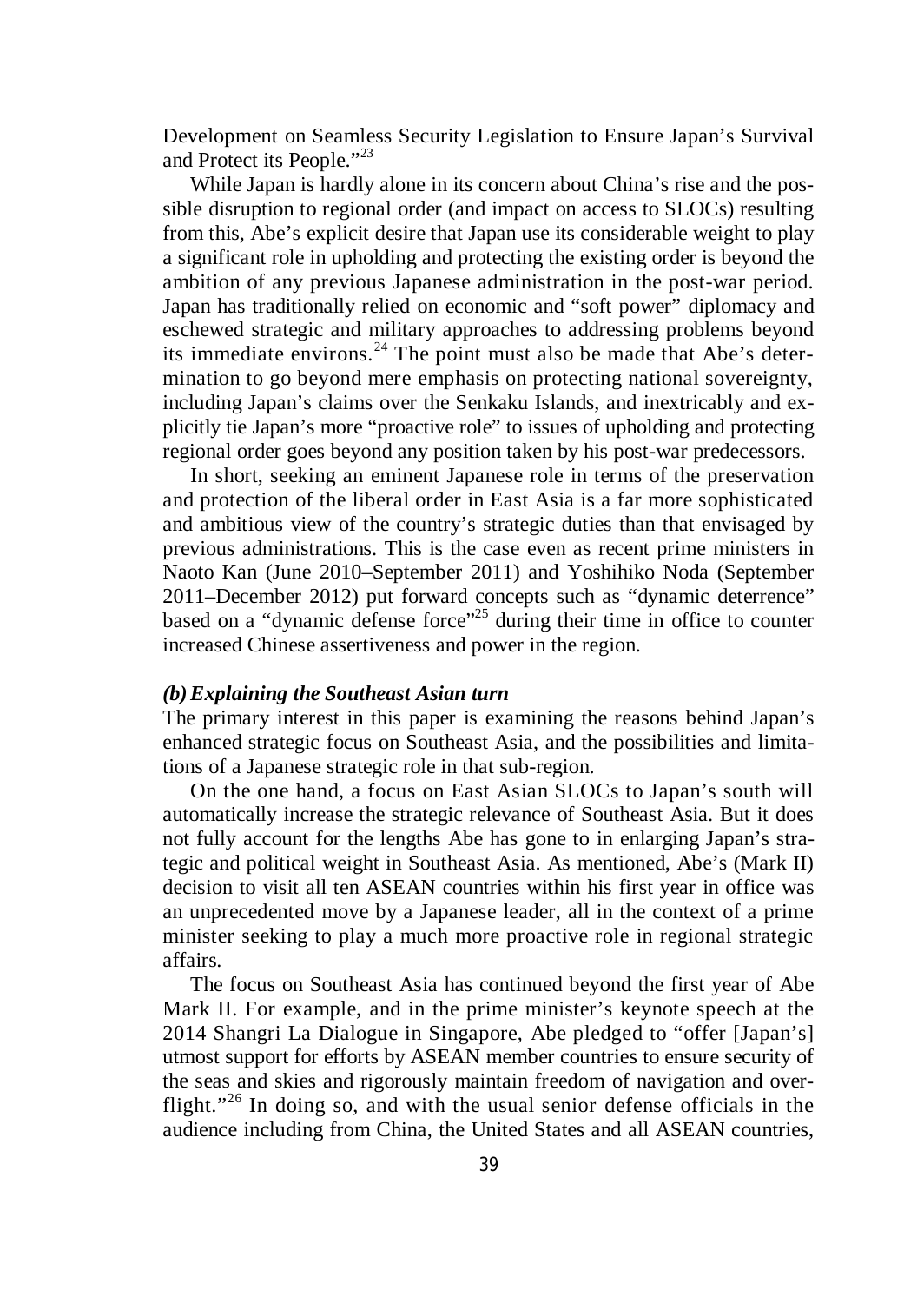Development on Seamless Security Legislation to Ensure Japan's Survival and Protect its People."[23]

While Japan is hardly alone in its concern about China's rise and the possible disruption to regional order (and impact on access to SLOCs) resulting from this, Abe's explicit desire that Japan use its considerable weight to play a significant role in upholding and protecting the existing order is beyond the ambition of any previous Japanese administration in the post-war period. Japan has traditionally relied on economic and "soft power" diplomacy and eschewed strategic and military approaches to addressing problems beyond its immediate environs.[24] The point must also be made that Abe's determination to go beyond mere emphasis on protecting national sovereignty, including Japan's claims over the Senkaku Islands, and inextricably and explicitly tie Japan's more "proactive role" to issues of upholding and protecting regional order goes beyond any position taken by his post-war predecessors.

In short, seeking an eminent Japanese role in terms of the preservation and protection of the liberal order in East Asia is a far more sophisticated and ambitious view of the country's strategic duties than that envisaged by previous administrations. This is the case even as recent prime ministers in Naoto Kan (June 2010–September 2011) and Yoshihiko Noda (September 2011–December 2012) put forward concepts such as "dynamic deterrence" based on a "dynamic defense force"[25] during their time in office to counter increased Chinese assertiveness and power in the region.

### *(b) Explaining the Southeast Asian turn*

The primary interest in this paper is examining the reasons behind Japan's enhanced strategic focus on Southeast Asia, and the possibilities and limitations of a Japanese strategic role in that sub-region.

On the one hand, a focus on East Asian SLOCs to Japan's south will automatically increase the strategic relevance of Southeast Asia. But it does not fully account for the lengths Abe has gone to in enlarging Japan's strategic and political weight in Southeast Asia. As mentioned, Abe's (Mark II) decision to visit all ten ASEAN countries within his first year in office was an unprecedented move by a Japanese leader, all in the context of a prime minister seeking to play a much more proactive role in regional strategic affairs.

The focus on Southeast Asia has continued beyond the first year of Abe Mark II. For example, and in the prime minister's keynote speech at the 2014 Shangri La Dialogue in Singapore, Abe pledged to "offer [Japan's] utmost support for efforts by ASEAN member countries to ensure security of the seas and skies and rigorously maintain freedom of navigation and overflight."[26] In doing so, and with the usual senior defense officials in the audience including from China, the United States and all ASEAN countries,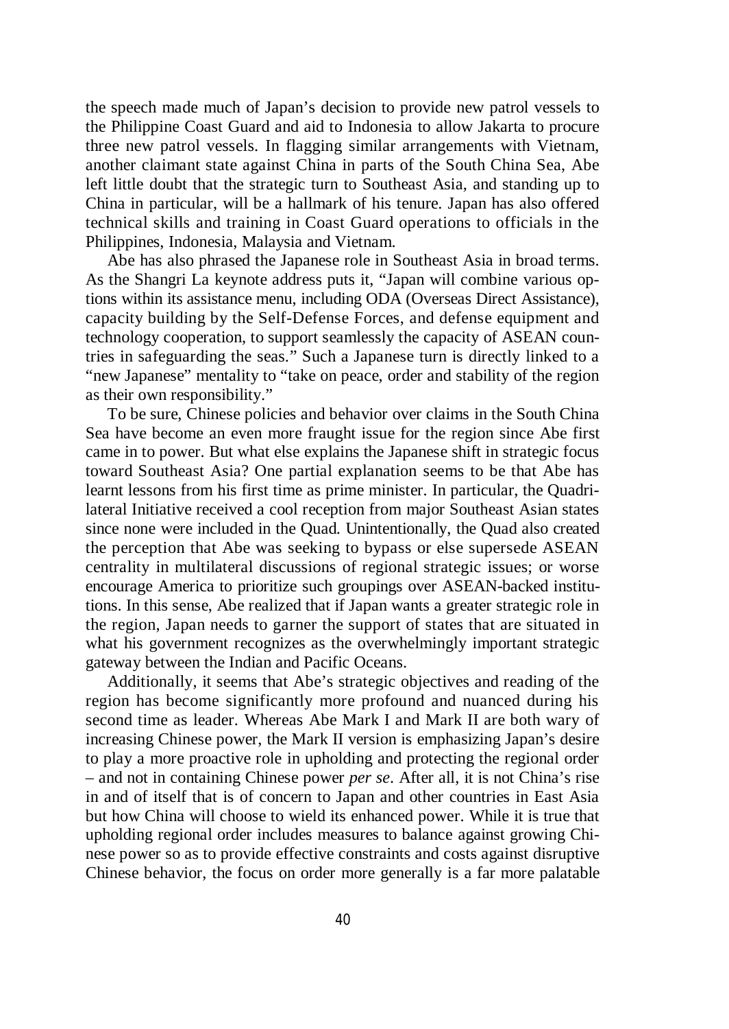the speech made much of Japan's decision to provide new patrol vessels to the Philippine Coast Guard and aid to Indonesia to allow Jakarta to procure three new patrol vessels. In flagging similar arrangements with Vietnam, another claimant state against China in parts of the South China Sea, Abe left little doubt that the strategic turn to Southeast Asia, and standing up to China in particular, will be a hallmark of his tenure. Japan has also offered technical skills and training in Coast Guard operations to officials in the Philippines, Indonesia, Malaysia and Vietnam.

Abe has also phrased the Japanese role in Southeast Asia in broad terms. As the Shangri La keynote address puts it, "Japan will combine various options within its assistance menu, including ODA (Overseas Direct Assistance), capacity building by the Self-Defense Forces, and defense equipment and technology cooperation, to support seamlessly the capacity of ASEAN countries in safeguarding the seas." Such a Japanese turn is directly linked to a "new Japanese" mentality to "take on peace, order and stability of the region as their own responsibility."

To be sure, Chinese policies and behavior over claims in the South China Sea have become an even more fraught issue for the region since Abe first came in to power. But what else explains the Japanese shift in strategic focus toward Southeast Asia? One partial explanation seems to be that Abe has learnt lessons from his first time as prime minister. In particular, the Quadrilateral Initiative received a cool reception from major Southeast Asian states since none were included in the Quad. Unintentionally, the Quad also created the perception that Abe was seeking to bypass or else supersede ASEAN centrality in multilateral discussions of regional strategic issues; or worse encourage America to prioritize such groupings over ASEAN-backed institutions. In this sense, Abe realized that if Japan wants a greater strategic role in the region, Japan needs to garner the support of states that are situated in what his government recognizes as the overwhelmingly important strategic gateway between the Indian and Pacific Oceans.

Additionally, it seems that Abe's strategic objectives and reading of the region has become significantly more profound and nuanced during his second time as leader. Whereas Abe Mark I and Mark II are both wary of increasing Chinese power, the Mark II version is emphasizing Japan's desire to play a more proactive role in upholding and protecting the regional order – and not in containing Chinese power *per se*. After all, it is not China's rise in and of itself that is of concern to Japan and other countries in East Asia but how China will choose to wield its enhanced power. While it is true that upholding regional order includes measures to balance against growing Chinese power so as to provide effective constraints and costs against disruptive Chinese behavior, the focus on order more generally is a far more palatable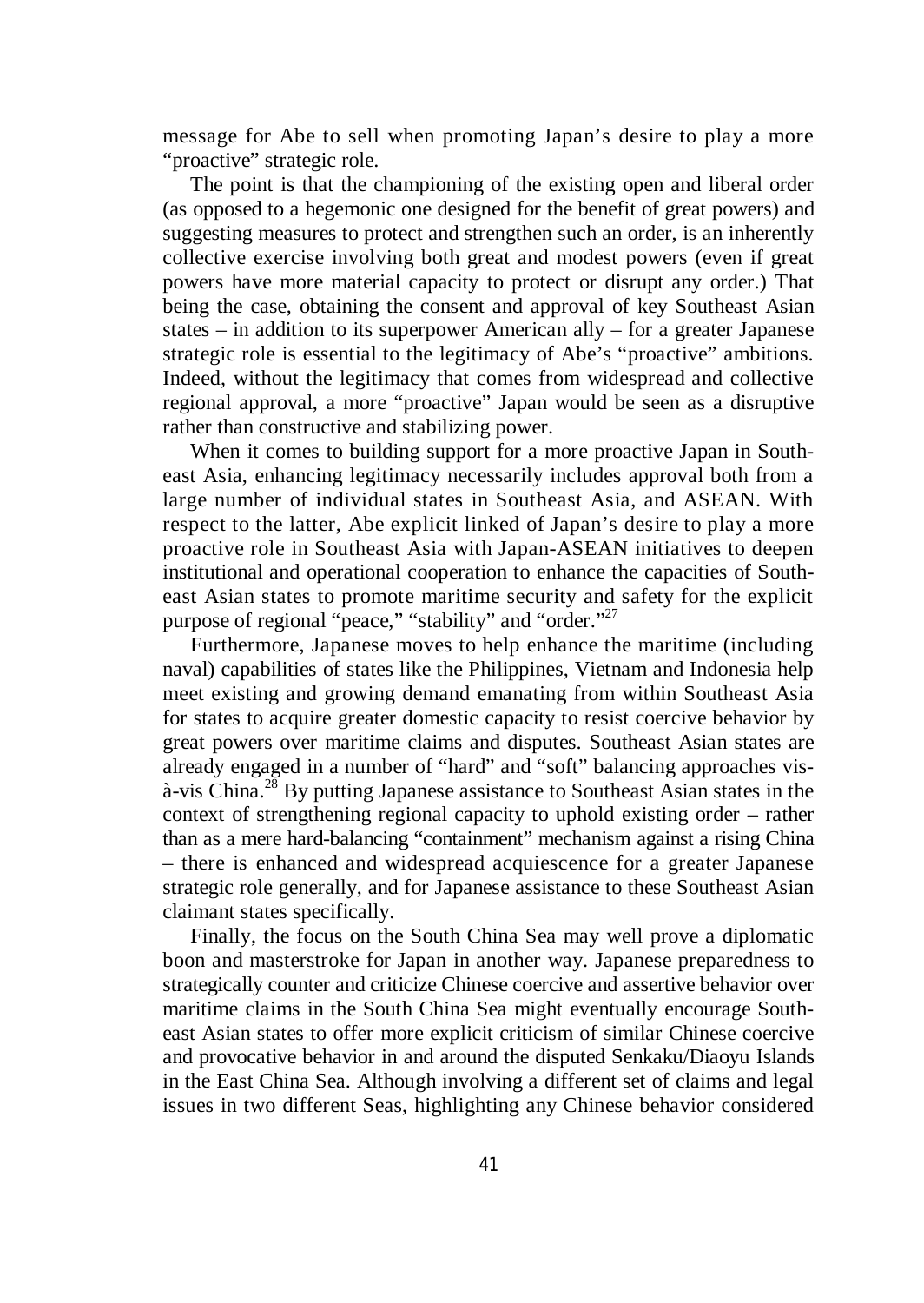message for Abe to sell when promoting Japan's desire to play a more "proactive" strategic role.

The point is that the championing of the existing open and liberal order (as opposed to a hegemonic one designed for the benefit of great powers) and suggesting measures to protect and strengthen such an order, is an inherently collective exercise involving both great and modest powers (even if great powers have more material capacity to protect or disrupt any order.) That being the case, obtaining the consent and approval of key Southeast Asian states – in addition to its superpower American ally – for a greater Japanese strategic role is essential to the legitimacy of Abe's "proactive" ambitions. Indeed, without the legitimacy that comes from widespread and collective regional approval, a more "proactive" Japan would be seen as a disruptive rather than constructive and stabilizing power.

When it comes to building support for a more proactive Japan in Southeast Asia, enhancing legitimacy necessarily includes approval both from a large number of individual states in Southeast Asia, and ASEAN. With respect to the latter, Abe explicit linked of Japan's desire to play a more proactive role in Southeast Asia with Japan-ASEAN initiatives to deepen institutional and operational cooperation to enhance the capacities of Southeast Asian states to promote maritime security and safety for the explicit purpose of regional "peace," "stability" and "order."[27]

Furthermore, Japanese moves to help enhance the maritime (including naval) capabilities of states like the Philippines, Vietnam and Indonesia help meet existing and growing demand emanating from within Southeast Asia for states to acquire greater domestic capacity to resist coercive behavior by great powers over maritime claims and disputes. Southeast Asian states are already engaged in a number of "hard" and "soft" balancing approaches vis-à-vis China.[28] By putting Japanese assistance to Southeast Asian states in the context of strengthening regional capacity to uphold existing order – rather than as a mere hard-balancing "containment" mechanism against a rising China – there is enhanced and widespread acquiescence for a greater Japanese strategic role generally, and for Japanese assistance to these Southeast Asian claimant states specifically.

Finally, the focus on the South China Sea may well prove a diplomatic boon and masterstroke for Japan in another way. Japanese preparedness to strategically counter and criticize Chinese coercive and assertive behavior over maritime claims in the South China Sea might eventually encourage Southeast Asian states to offer more explicit criticism of similar Chinese coercive and provocative behavior in and around the disputed Senkaku/Diaoyu Islands in the East China Sea. Although involving a different set of claims and legal issues in two different Seas, highlighting any Chinese behavior considered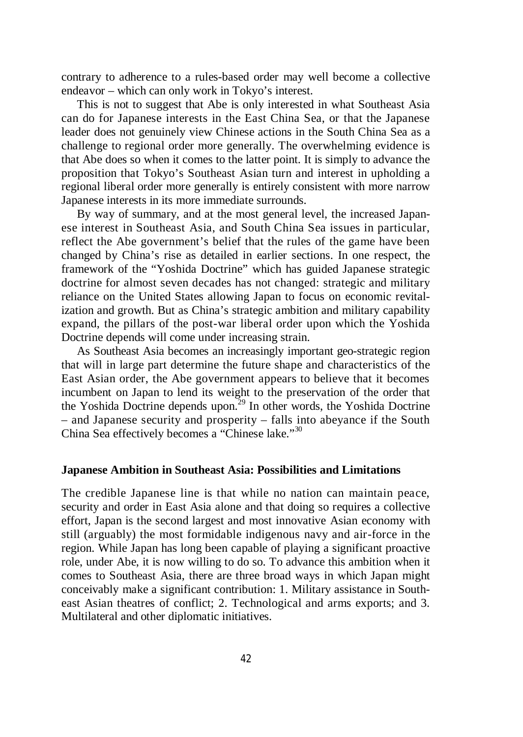contrary to adherence to a rules-based order may well become a collective endeavor – which can only work in Tokyo's interest.

This is not to suggest that Abe is only interested in what Southeast Asia can do for Japanese interests in the East China Sea, or that the Japanese leader does not genuinely view Chinese actions in the South China Sea as a challenge to regional order more generally. The overwhelming evidence is that Abe does so when it comes to the latter point. It is simply to advance the proposition that Tokyo's Southeast Asian turn and interest in upholding a regional liberal order more generally is entirely consistent with more narrow Japanese interests in its more immediate surrounds.

By way of summary, and at the most general level, the increased Japanese interest in Southeast Asia, and South China Sea issues in particular, reflect the Abe government's belief that the rules of the game have been changed by China's rise as detailed in earlier sections. In one respect, the framework of the "Yoshida Doctrine" which has guided Japanese strategic doctrine for almost seven decades has not changed: strategic and military reliance on the United States allowing Japan to focus on economic revitalization and growth. But as China's strategic ambition and military capability expand, the pillars of the post-war liberal order upon which the Yoshida Doctrine depends will come under increasing strain.

As Southeast Asia becomes an increasingly important geo-strategic region that will in large part determine the future shape and characteristics of the East Asian order, the Abe government appears to believe that it becomes incumbent on Japan to lend its weight to the preservation of the order that the Yoshida Doctrine depends upon.[29] In other words, the Yoshida Doctrine – and Japanese security and prosperity – falls into abeyance if the South China Sea effectively becomes a "Chinese lake."[30]

### Japanese Ambition in Southeast Asia: Possibilities and Limitations

The credible Japanese line is that while no nation can maintain peace, security and order in East Asia alone and that doing so requires a collective effort, Japan is the second largest and most innovative Asian economy with still (arguably) the most formidable indigenous navy and air-force in the region. While Japan has long been capable of playing a significant proactive role, under Abe, it is now willing to do so. To advance this ambition when it comes to Southeast Asia, there are three broad ways in which Japan might conceivably make a significant contribution: 1. Military assistance in Southeast Asian theatres of conflict; 2. Technological and arms exports; and 3. Multilateral and other diplomatic initiatives.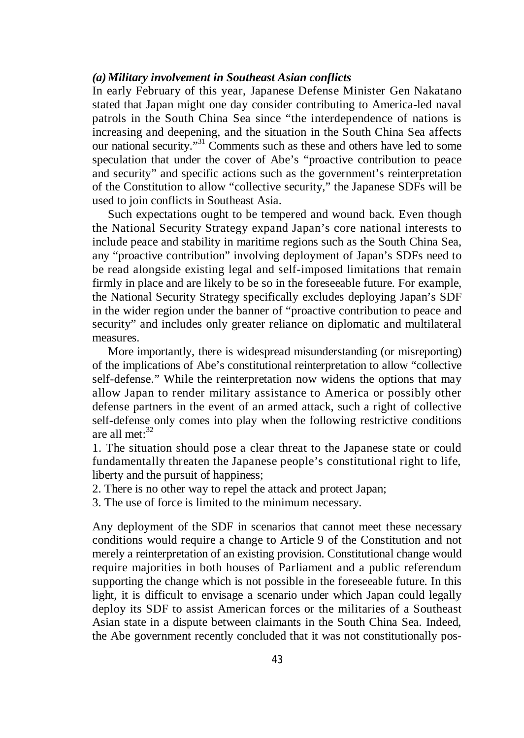***(a) Military involvement in Southeast Asian conflicts***

In early February of this year, Japanese Defense Minister Gen Nakatano stated that Japan might one day consider contributing to America-led naval patrols in the South China Sea since "the interdependence of nations is increasing and deepening, and the situation in the South China Sea affects our national security."[31] Comments such as these and others have led to some speculation that under the cover of Abe's "proactive contribution to peace and security" and specific actions such as the government's reinterpretation of the Constitution to allow "collective security," the Japanese SDFs will be used to join conflicts in Southeast Asia.

Such expectations ought to be tempered and wound back. Even though the National Security Strategy expand Japan's core national interests to include peace and stability in maritime regions such as the South China Sea, any "proactive contribution" involving deployment of Japan's SDFs need to be read alongside existing legal and self-imposed limitations that remain firmly in place and are likely to be so in the foreseeable future. For example, the National Security Strategy specifically excludes deploying Japan's SDF in the wider region under the banner of "proactive contribution to peace and security" and includes only greater reliance on diplomatic and multilateral measures.

More importantly, there is widespread misunderstanding (or misreporting) of the implications of Abe's constitutional reinterpretation to allow "collective self-defense." While the reinterpretation now widens the options that may allow Japan to render military assistance to America or possibly other defense partners in the event of an armed attack, such a right of collective self-defense only comes into play when the following restrictive conditions are all met:[32]

1. The situation should pose a clear threat to the Japanese state or could fundamentally threaten the Japanese people's constitutional right to life, liberty and the pursuit of happiness;
2. There is no other way to repel the attack and protect Japan;
3. The use of force is limited to the minimum necessary.

Any deployment of the SDF in scenarios that cannot meet these necessary conditions would require a change to Article 9 of the Constitution and not merely a reinterpretation of an existing provision. Constitutional change would require majorities in both houses of Parliament and a public referendum supporting the change which is not possible in the foreseeable future. In this light, it is difficult to envisage a scenario under which Japan could legally deploy its SDF to assist American forces or the militaries of a Southeast Asian state in a dispute between claimants in the South China Sea. Indeed, the Abe government recently concluded that it was not constitutionally pos-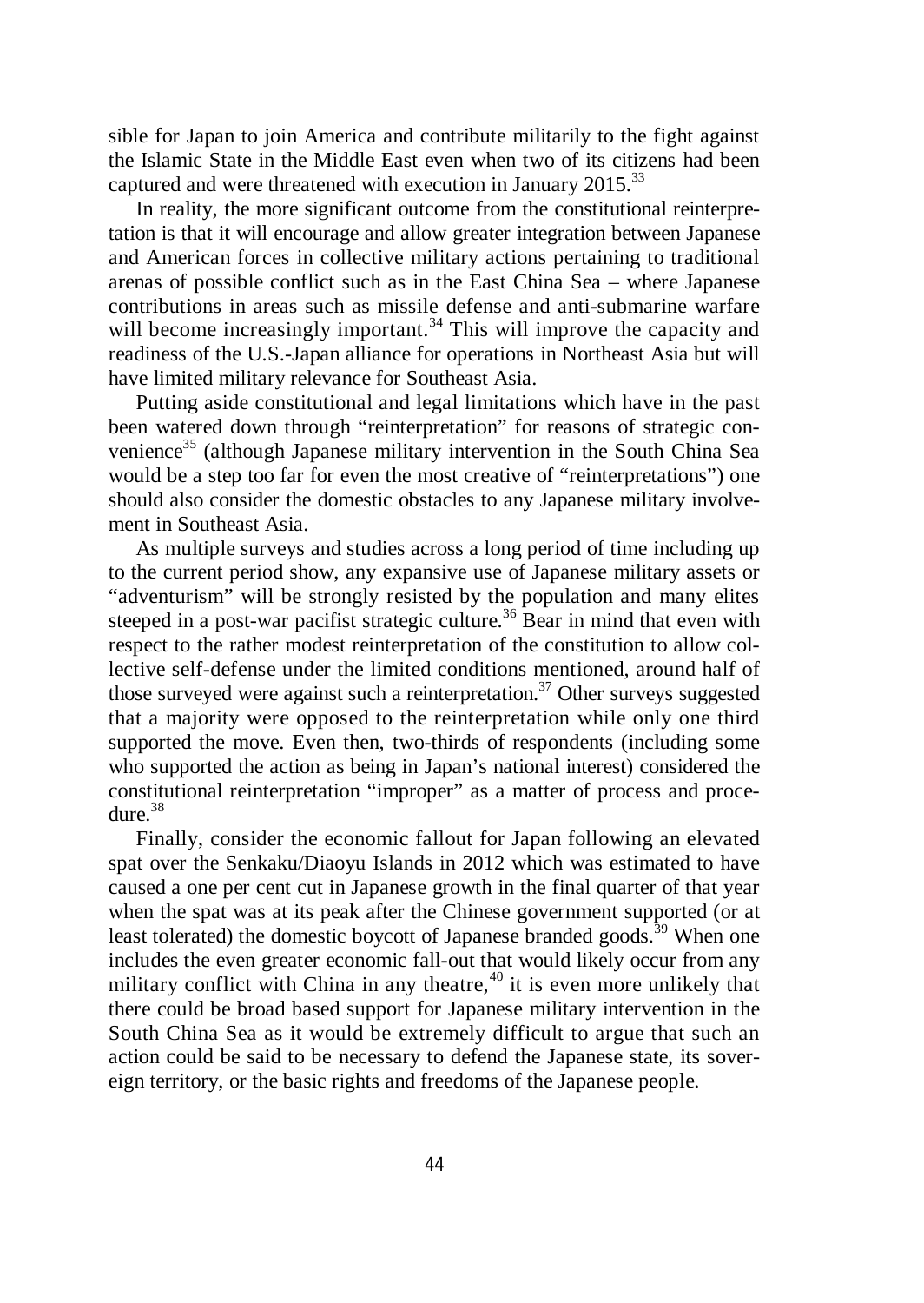sible for Japan to join America and contribute militarily to the fight against the Islamic State in the Middle East even when two of its citizens had been captured and were threatened with execution in January 2015.[33]

In reality, the more significant outcome from the constitutional reinterpretation is that it will encourage and allow greater integration between Japanese and American forces in collective military actions pertaining to traditional arenas of possible conflict such as in the East China Sea – where Japanese contributions in areas such as missile defense and anti-submarine warfare will become increasingly important.[34] This will improve the capacity and readiness of the U.S.-Japan alliance for operations in Northeast Asia but will have limited military relevance for Southeast Asia.

Putting aside constitutional and legal limitations which have in the past been watered down through "reinterpretation" for reasons of strategic convenience[35] (although Japanese military intervention in the South China Sea would be a step too far for even the most creative of "reinterpretations") one should also consider the domestic obstacles to any Japanese military involvement in Southeast Asia.

As multiple surveys and studies across a long period of time including up to the current period show, any expansive use of Japanese military assets or "adventurism" will be strongly resisted by the population and many elites steeped in a post-war pacifist strategic culture.[36] Bear in mind that even with respect to the rather modest reinterpretation of the constitution to allow collective self-defense under the limited conditions mentioned, around half of those surveyed were against such a reinterpretation.[37] Other surveys suggested that a majority were opposed to the reinterpretation while only one third supported the move. Even then, two-thirds of respondents (including some who supported the action as being in Japan's national interest) considered the constitutional reinterpretation "improper" as a matter of process and procedure.[38]

Finally, consider the economic fallout for Japan following an elevated spat over the Senkaku/Diaoyu Islands in 2012 which was estimated to have caused a one per cent cut in Japanese growth in the final quarter of that year when the spat was at its peak after the Chinese government supported (or at least tolerated) the domestic boycott of Japanese branded goods.[39] When one includes the even greater economic fall-out that would likely occur from any military conflict with China in any theatre,[40] it is even more unlikely that there could be broad based support for Japanese military intervention in the South China Sea as it would be extremely difficult to argue that such an action could be said to be necessary to defend the Japanese state, its sovereign territory, or the basic rights and freedoms of the Japanese people.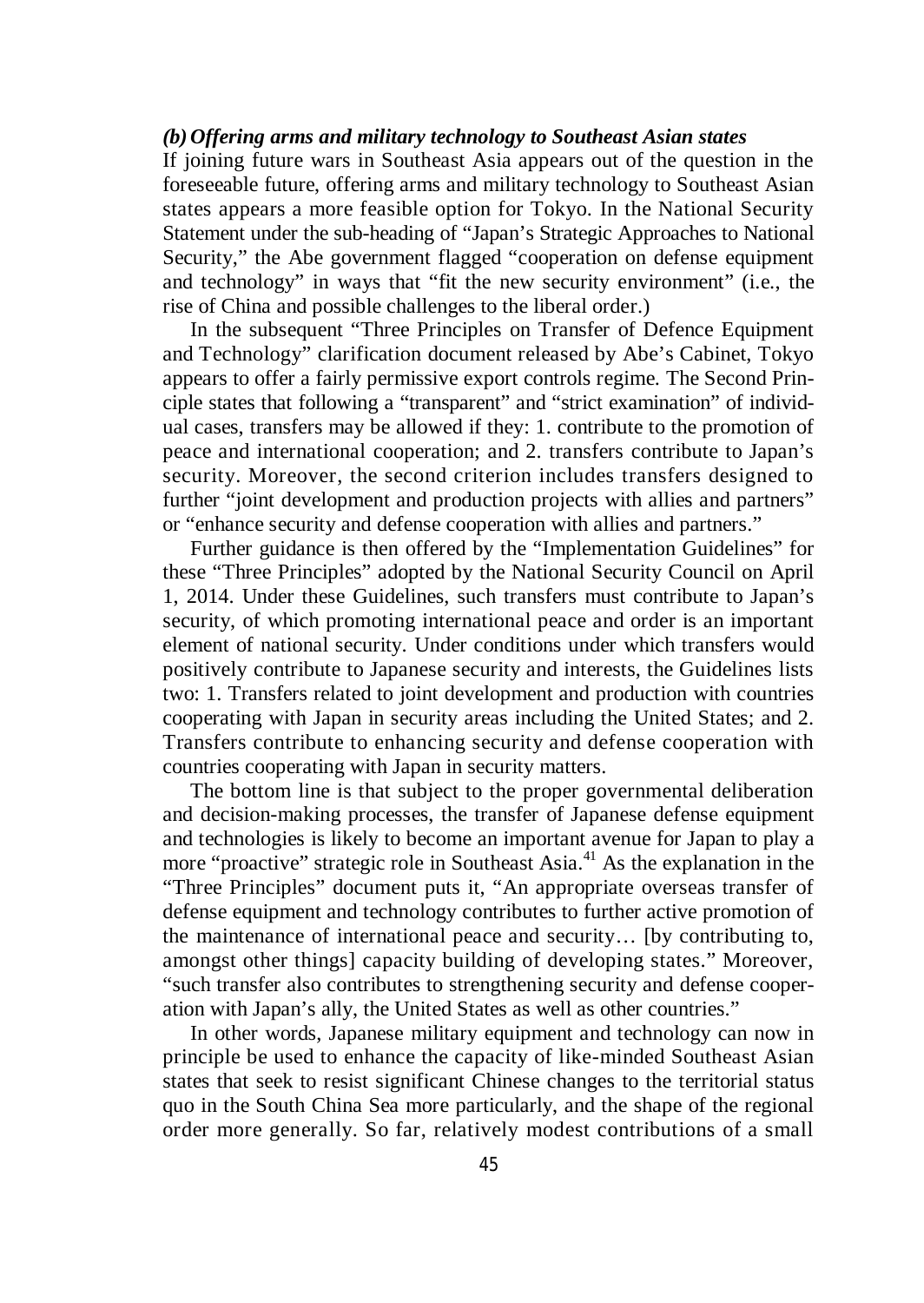### *(b) Offering arms and military technology to Southeast Asian states*

If joining future wars in Southeast Asia appears out of the question in the foreseeable future, offering arms and military technology to Southeast Asian states appears a more feasible option for Tokyo. In the National Security Statement under the sub-heading of "Japan's Strategic Approaches to National Security," the Abe government flagged "cooperation on defense equipment and technology" in ways that "fit the new security environment" (i.e., the rise of China and possible challenges to the liberal order.)

In the subsequent "Three Principles on Transfer of Defence Equipment and Technology" clarification document released by Abe's Cabinet, Tokyo appears to offer a fairly permissive export controls regime. The Second Principle states that following a "transparent" and "strict examination" of individual cases, transfers may be allowed if they: 1. contribute to the promotion of peace and international cooperation; and 2. transfers contribute to Japan's security. Moreover, the second criterion includes transfers designed to further "joint development and production projects with allies and partners" or "enhance security and defense cooperation with allies and partners."

Further guidance is then offered by the "Implementation Guidelines" for these "Three Principles" adopted by the National Security Council on April 1, 2014. Under these Guidelines, such transfers must contribute to Japan's security, of which promoting international peace and order is an important element of national security. Under conditions under which transfers would positively contribute to Japanese security and interests, the Guidelines lists two: 1. Transfers related to joint development and production with countries cooperating with Japan in security areas including the United States; and 2. Transfers contribute to enhancing security and defense cooperation with countries cooperating with Japan in security matters.

The bottom line is that subject to the proper governmental deliberation and decision-making processes, the transfer of Japanese defense equipment and technologies is likely to become an important avenue for Japan to play a more "proactive" strategic role in Southeast Asia.[41] As the explanation in the "Three Principles" document puts it, "An appropriate overseas transfer of defense equipment and technology contributes to further active promotion of the maintenance of international peace and security… [by contributing to, amongst other things] capacity building of developing states." Moreover, "such transfer also contributes to strengthening security and defense cooperation with Japan's ally, the United States as well as other countries."

In other words, Japanese military equipment and technology can now in principle be used to enhance the capacity of like-minded Southeast Asian states that seek to resist significant Chinese changes to the territorial status quo in the South China Sea more particularly, and the shape of the regional order more generally. So far, relatively modest contributions of a small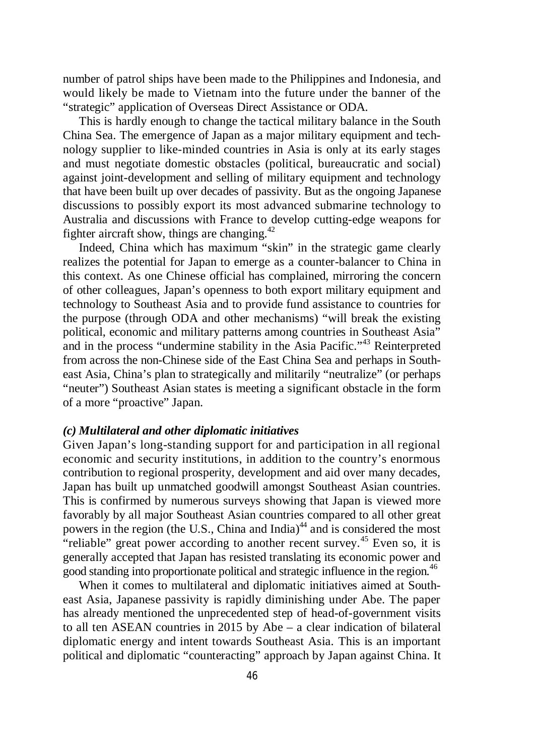number of patrol ships have been made to the Philippines and Indonesia, and would likely be made to Vietnam into the future under the banner of the "strategic" application of Overseas Direct Assistance or ODA.

This is hardly enough to change the tactical military balance in the South China Sea. The emergence of Japan as a major military equipment and technology supplier to like-minded countries in Asia is only at its early stages and must negotiate domestic obstacles (political, bureaucratic and social) against joint-development and selling of military equipment and technology that have been built up over decades of passivity. But as the ongoing Japanese discussions to possibly export its most advanced submarine technology to Australia and discussions with France to develop cutting-edge weapons for fighter aircraft show, things are changing.[42]

Indeed, China which has maximum "skin" in the strategic game clearly realizes the potential for Japan to emerge as a counter-balancer to China in this context. As one Chinese official has complained, mirroring the concern of other colleagues, Japan's openness to both export military equipment and technology to Southeast Asia and to provide fund assistance to countries for the purpose (through ODA and other mechanisms) "will break the existing political, economic and military patterns among countries in Southeast Asia" and in the process "undermine stability in the Asia Pacific."[43] Reinterpreted from across the non-Chinese side of the East China Sea and perhaps in Southeast Asia, China's plan to strategically and militarily "neutralize" (or perhaps "neuter") Southeast Asian states is meeting a significant obstacle in the form of a more "proactive" Japan.

### *(c) Multilateral and other diplomatic initiatives*

Given Japan's long-standing support for and participation in all regional economic and security institutions, in addition to the country's enormous contribution to regional prosperity, development and aid over many decades, Japan has built up unmatched goodwill amongst Southeast Asian countries. This is confirmed by numerous surveys showing that Japan is viewed more favorably by all major Southeast Asian countries compared to all other great powers in the region (the U.S., China and India)[44] and is considered the most "reliable" great power according to another recent survey.[45] Even so, it is generally accepted that Japan has resisted translating its economic power and good standing into proportionate political and strategic influence in the region.[46]

When it comes to multilateral and diplomatic initiatives aimed at Southeast Asia, Japanese passivity is rapidly diminishing under Abe. The paper has already mentioned the unprecedented step of head-of-government visits to all ten ASEAN countries in 2015 by Abe – a clear indication of bilateral diplomatic energy and intent towards Southeast Asia. This is an important political and diplomatic "counteracting" approach by Japan against China. It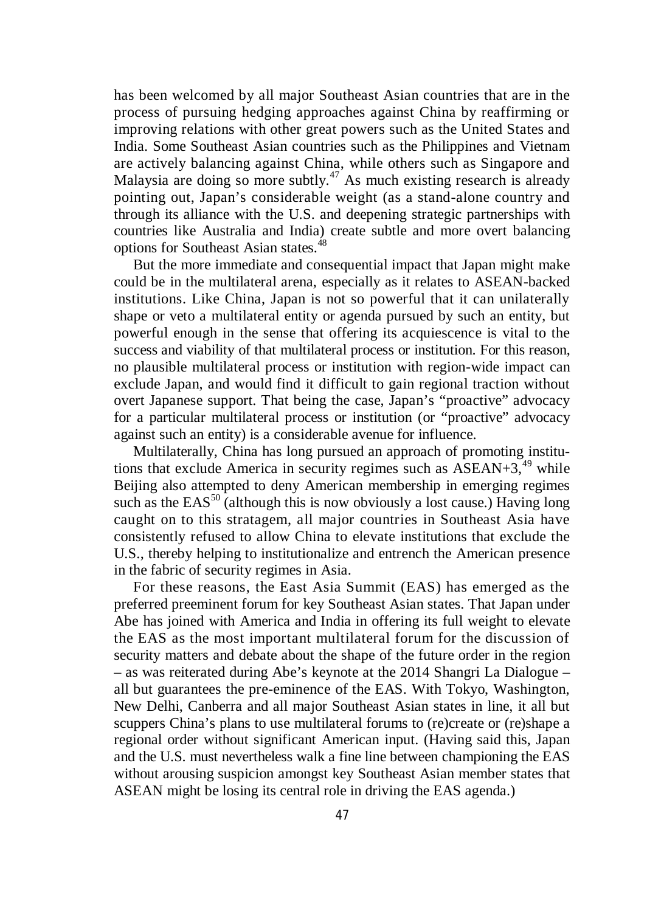has been welcomed by all major Southeast Asian countries that are in the process of pursuing hedging approaches against China by reaffirming or improving relations with other great powers such as the United States and India. Some Southeast Asian countries such as the Philippines and Vietnam are actively balancing against China, while others such as Singapore and Malaysia are doing so more subtly.[47] As much existing research is already pointing out, Japan's considerable weight (as a stand-alone country and through its alliance with the U.S. and deepening strategic partnerships with countries like Australia and India) create subtle and more overt balancing options for Southeast Asian states.[48]

But the more immediate and consequential impact that Japan might make could be in the multilateral arena, especially as it relates to ASEAN-backed institutions. Like China, Japan is not so powerful that it can unilaterally shape or veto a multilateral entity or agenda pursued by such an entity, but powerful enough in the sense that offering its acquiescence is vital to the success and viability of that multilateral process or institution. For this reason, no plausible multilateral process or institution with region-wide impact can exclude Japan, and would find it difficult to gain regional traction without overt Japanese support. That being the case, Japan's "proactive" advocacy for a particular multilateral process or institution (or "proactive" advocacy against such an entity) is a considerable avenue for influence.

Multilaterally, China has long pursued an approach of promoting institutions that exclude America in security regimes such as ASEAN+3,[49] while Beijing also attempted to deny American membership in emerging regimes such as the EAS[50] (although this is now obviously a lost cause.) Having long caught on to this stratagem, all major countries in Southeast Asia have consistently refused to allow China to elevate institutions that exclude the U.S., thereby helping to institutionalize and entrench the American presence in the fabric of security regimes in Asia.

For these reasons, the East Asia Summit (EAS) has emerged as the preferred preeminent forum for key Southeast Asian states. That Japan under Abe has joined with America and India in offering its full weight to elevate the EAS as the most important multilateral forum for the discussion of security matters and debate about the shape of the future order in the region – as was reiterated during Abe's keynote at the 2014 Shangri La Dialogue – all but guarantees the pre-eminence of the EAS. With Tokyo, Washington, New Delhi, Canberra and all major Southeast Asian states in line, it all but scuppers China's plans to use multilateral forums to (re)create or (re)shape a regional order without significant American input. (Having said this, Japan and the U.S. must nevertheless walk a fine line between championing the EAS without arousing suspicion amongst key Southeast Asian member states that ASEAN might be losing its central role in driving the EAS agenda.)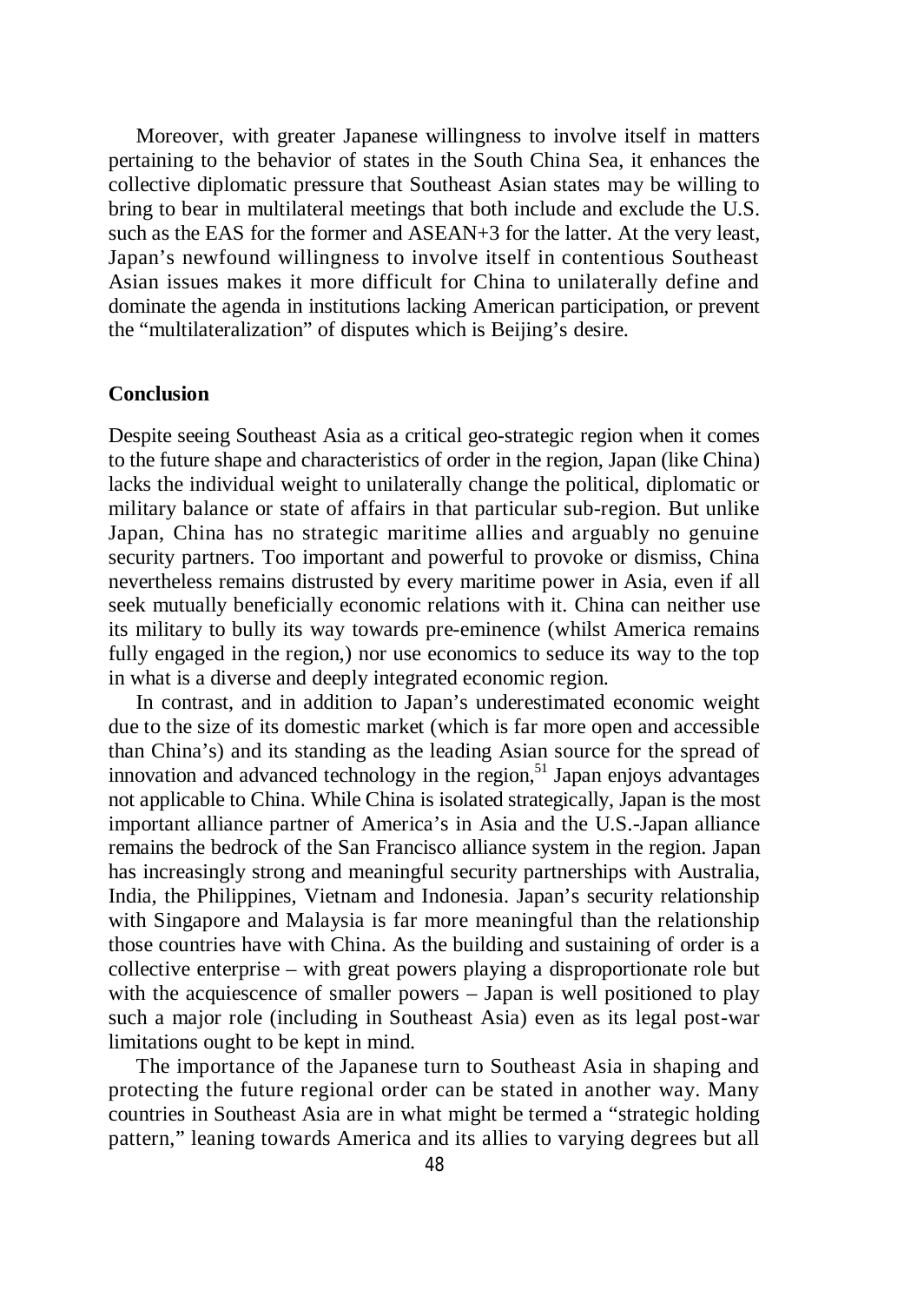Moreover, with greater Japanese willingness to involve itself in matters pertaining to the behavior of states in the South China Sea, it enhances the collective diplomatic pressure that Southeast Asian states may be willing to bring to bear in multilateral meetings that both include and exclude the U.S. such as the EAS for the former and ASEAN+3 for the latter. At the very least, Japan's newfound willingness to involve itself in contentious Southeast Asian issues makes it more difficult for China to unilaterally define and dominate the agenda in institutions lacking American participation, or prevent the "multilateralization" of disputes which is Beijing's desire.

## Conclusion

Despite seeing Southeast Asia as a critical geo-strategic region when it comes to the future shape and characteristics of order in the region, Japan (like China) lacks the individual weight to unilaterally change the political, diplomatic or military balance or state of affairs in that particular sub-region. But unlike Japan, China has no strategic maritime allies and arguably no genuine security partners. Too important and powerful to provoke or dismiss, China nevertheless remains distrusted by every maritime power in Asia, even if all seek mutually beneficially economic relations with it. China can neither use its military to bully its way towards pre-eminence (whilst America remains fully engaged in the region,) nor use economics to seduce its way to the top in what is a diverse and deeply integrated economic region.

In contrast, and in addition to Japan's underestimated economic weight due to the size of its domestic market (which is far more open and accessible than China's) and its standing as the leading Asian source for the spread of innovation and advanced technology in the region,[51] Japan enjoys advantages not applicable to China. While China is isolated strategically, Japan is the most important alliance partner of America's in Asia and the U.S.-Japan alliance remains the bedrock of the San Francisco alliance system in the region. Japan has increasingly strong and meaningful security partnerships with Australia, India, the Philippines, Vietnam and Indonesia. Japan's security relationship with Singapore and Malaysia is far more meaningful than the relationship those countries have with China. As the building and sustaining of order is a collective enterprise – with great powers playing a disproportionate role but with the acquiescence of smaller powers – Japan is well positioned to play such a major role (including in Southeast Asia) even as its legal post-war limitations ought to be kept in mind.

The importance of the Japanese turn to Southeast Asia in shaping and protecting the future regional order can be stated in another way. Many countries in Southeast Asia are in what might be termed a "strategic holding pattern," leaning towards America and its allies to varying degrees but all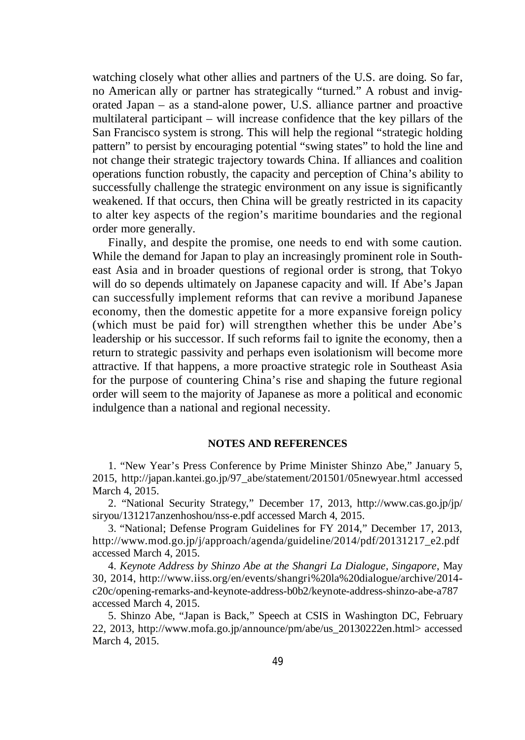watching closely what other allies and partners of the U.S. are doing. So far, no American ally or partner has strategically "turned." A robust and invigorated Japan – as a stand-alone power, U.S. alliance partner and proactive multilateral participant – will increase confidence that the key pillars of the San Francisco system is strong. This will help the regional "strategic holding pattern" to persist by encouraging potential "swing states" to hold the line and not change their strategic trajectory towards China. If alliances and coalition operations function robustly, the capacity and perception of China's ability to successfully challenge the strategic environment on any issue is significantly weakened. If that occurs, then China will be greatly restricted in its capacity to alter key aspects of the region's maritime boundaries and the regional order more generally.

Finally, and despite the promise, one needs to end with some caution. While the demand for Japan to play an increasingly prominent role in Southeast Asia and in broader questions of regional order is strong, that Tokyo will do so depends ultimately on Japanese capacity and will. If Abe's Japan can successfully implement reforms that can revive a moribund Japanese economy, then the domestic appetite for a more expansive foreign policy (which must be paid for) will strengthen whether this be under Abe's leadership or his successor. If such reforms fail to ignite the economy, then a return to strategic passivity and perhaps even isolationism will become more attractive. If that happens, a more proactive strategic role in Southeast Asia for the purpose of countering China's rise and shaping the future regional order will seem to the majority of Japanese as more a political and economic indulgence than a national and regional necessity.

## NOTES AND REFERENCES

1. "New Year's Press Conference by Prime Minister Shinzo Abe," January 5, 2015, http://japan.kantei.go.jp/97_abe/statement/201501/05newyear.html accessed March 4, 2015.

2. "National Security Strategy," December 17, 2013, http://www.cas.go.jp/jp/siryou/131217anzenhoshou/nss-e.pdf accessed March 4, 2015.

3. "National; Defense Program Guidelines for FY 2014," December 17, 2013, http://www.mod.go.jp/j/approach/agenda/guideline/2014/pdf/20131217_e2.pdf accessed March 4, 2015.

4. *Keynote Address by Shinzo Abe at the Shangri La Dialogue, Singapore*, May 30, 2014, http://www.iiss.org/en/events/shangri%20la%20dialogue/archive/2014-c20c/opening-remarks-and-keynote-address-b0b2/keynote-address-shinzo-abe-a787 accessed March 4, 2015.

5. Shinzo Abe, "Japan is Back," Speech at CSIS in Washington DC, February 22, 2013, http://www.mofa.go.jp/announce/pm/abe/us_20130222en.html> accessed March 4, 2015.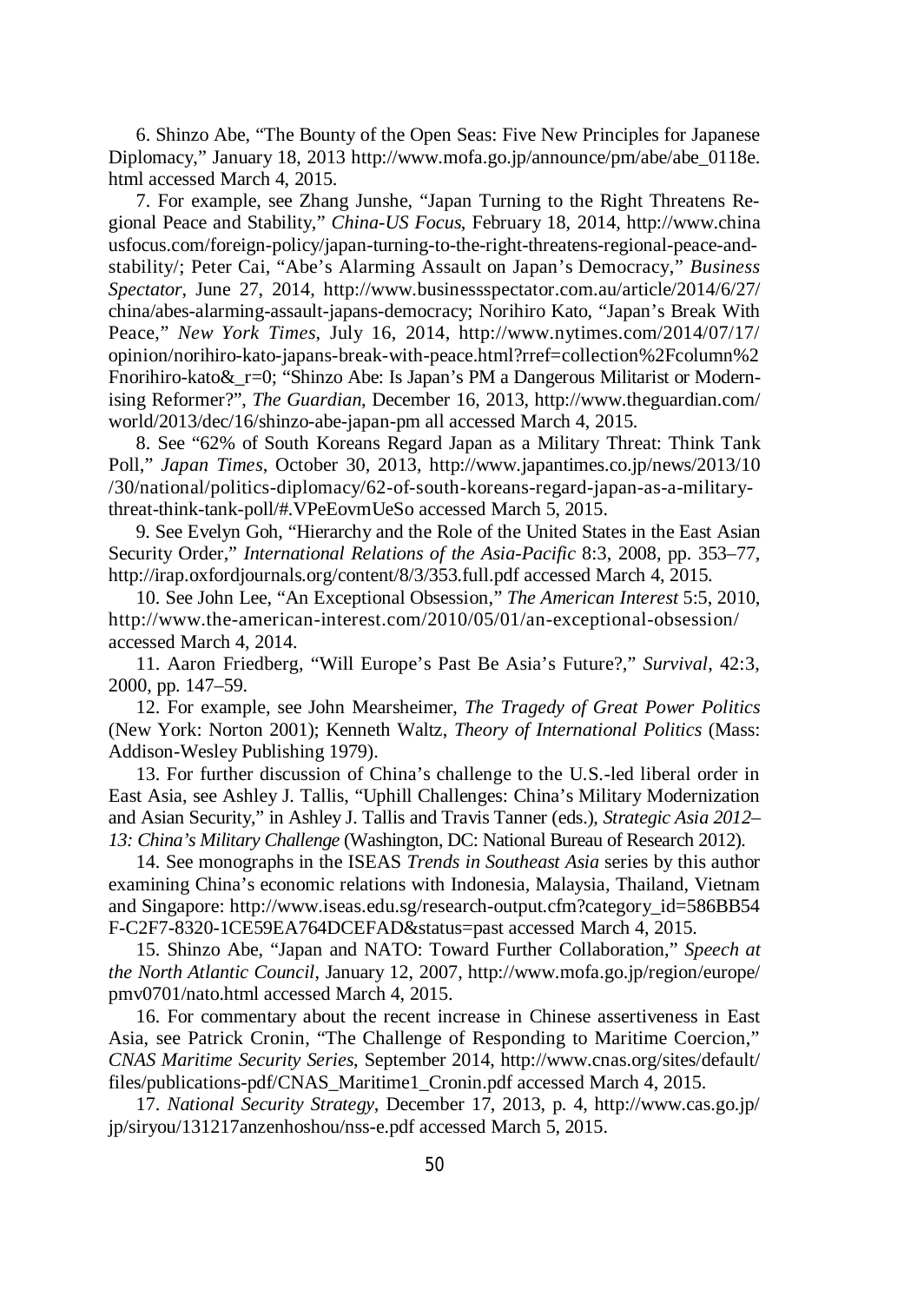6. Shinzo Abe, "The Bounty of the Open Seas: Five New Principles for Japanese Diplomacy," January 18, 2013 http://www.mofa.go.jp/announce/pm/abe/abe_0118e.html accessed March 4, 2015.

7. For example, see Zhang Junshe, "Japan Turning to the Right Threatens Regional Peace and Stability," *China-US Focus*, February 18, 2014, http://www.chinausfocus.com/foreign-policy/japan-turning-to-the-right-threatens-regional-peace-and-stability/; Peter Cai, "Abe's Alarming Assault on Japan's Democracy," *Business Spectator*, June 27, 2014, http://www.businessspectator.com.au/article/2014/6/27/china/abes-alarming-assault-japans-democracy; Norihiro Kato, "Japan's Break With Peace," *New York Times*, July 16, 2014, http://www.nytimes.com/2014/07/17/opinion/norihiro-kato-japans-break-with-peace.html?rref=collection%2Fcolumn%2Fnorihiro-kato&_r=0; "Shinzo Abe: Is Japan's PM a Dangerous Militarist or Modernising Reformer?", *The Guardian*, December 16, 2013, http://www.theguardian.com/world/2013/dec/16/shinzo-abe-japan-pm all accessed March 4, 2015.

8. See "62% of South Koreans Regard Japan as a Military Threat: Think Tank Poll," *Japan Times*, October 30, 2013, http://www.japantimes.co.jp/news/2013/10/30/national/politics-diplomacy/62-of-south-koreans-regard-japan-as-a-military-threat-think-tank-poll/#.VPeEovmUeSo accessed March 5, 2015.

9. See Evelyn Goh, "Hierarchy and the Role of the United States in the East Asian Security Order," *International Relations of the Asia-Pacific* 8:3, 2008, pp. 353–77, http://irap.oxfordjournals.org/content/8/3/353.full.pdf accessed March 4, 2015.

10. See John Lee, "An Exceptional Obsession," *The American Interest* 5:5, 2010, http://www.the-american-interest.com/2010/05/01/an-exceptional-obsession/ accessed March 4, 2014.

11. Aaron Friedberg, "Will Europe's Past Be Asia's Future?," *Survival*, 42:3, 2000, pp. 147–59.

12. For example, see John Mearsheimer, *The Tragedy of Great Power Politics* (New York: Norton 2001); Kenneth Waltz, *Theory of International Politics* (Mass: Addison-Wesley Publishing 1979).

13. For further discussion of China's challenge to the U.S.-led liberal order in East Asia, see Ashley J. Tallis, "Uphill Challenges: China's Military Modernization and Asian Security," in Ashley J. Tallis and Travis Tanner (eds.), *Strategic Asia 2012–13: China's Military Challenge* (Washington, DC: National Bureau of Research 2012).

14. See monographs in the ISEAS *Trends in Southeast Asia* series by this author examining China's economic relations with Indonesia, Malaysia, Thailand, Vietnam and Singapore: http://www.iseas.edu.sg/research-output.cfm?category_id=586BB54F-C2F7-8320-1CE59EA764DCEFAD&status=past accessed March 4, 2015.

15. Shinzo Abe, "Japan and NATO: Toward Further Collaboration," *Speech at the North Atlantic Council*, January 12, 2007, http://www.mofa.go.jp/region/europe/pmv0701/nato.html accessed March 4, 2015.

16. For commentary about the recent increase in Chinese assertiveness in East Asia, see Patrick Cronin, "The Challenge of Responding to Maritime Coercion," *CNAS Maritime Security Series*, September 2014, http://www.cnas.org/sites/default/files/publications-pdf/CNAS_Maritime1_Cronin.pdf accessed March 4, 2015.

17. *National Security Strategy*, December 17, 2013, p. 4, http://www.cas.go.jp/jp/siryou/131217anzenhoshou/nss-e.pdf accessed March 5, 2015.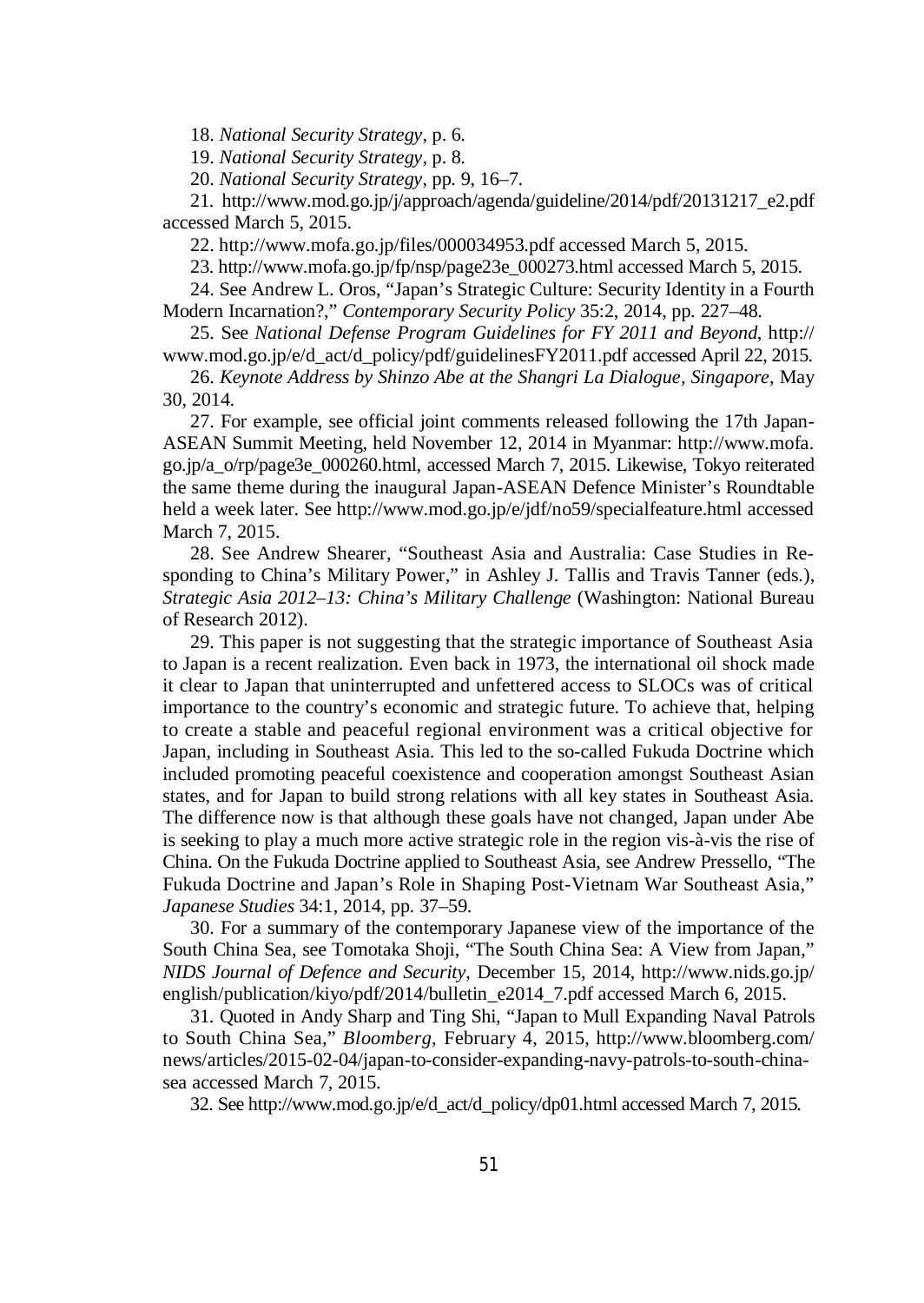18. *National Security Strategy*, p. 6.

19. *National Security Strategy*, p. 8.

20. *National Security Strategy*, pp. 9, 16–7.

21. http://www.mod.go.jp/j/approach/agenda/guideline/2014/pdf/20131217_e2.pdf accessed March 5, 2015.

22. http://www.mofa.go.jp/files/000034953.pdf accessed March 5, 2015.

23. http://www.mofa.go.jp/fp/nsp/page23e_000273.html accessed March 5, 2015.

24. See Andrew L. Oros, "Japan's Strategic Culture: Security Identity in a Fourth Modern Incarnation?," *Contemporary Security Policy* 35:2, 2014, pp. 227–48.

25. See *National Defense Program Guidelines for FY 2011 and Beyond*, http://www.mod.go.jp/e/d_act/d_policy/pdf/guidelinesFY2011.pdf accessed April 22, 2015.

26. *Keynote Address by Shinzo Abe at the Shangri La Dialogue, Singapore*, May 30, 2014.

27. For example, see official joint comments released following the 17th Japan-ASEAN Summit Meeting, held November 12, 2014 in Myanmar: http://www.mofa.go.jp/a_o/rp/page3e_000260.html, accessed March 7, 2015. Likewise, Tokyo reiterated the same theme during the inaugural Japan-ASEAN Defence Minister's Roundtable held a week later. See http://www.mod.go.jp/e/jdf/no59/specialfeature.html accessed March 7, 2015.

28. See Andrew Shearer, "Southeast Asia and Australia: Case Studies in Responding to China's Military Power," in Ashley J. Tallis and Travis Tanner (eds.), *Strategic Asia 2012–13: China's Military Challenge* (Washington: National Bureau of Research 2012).

29. This paper is not suggesting that the strategic importance of Southeast Asia to Japan is a recent realization. Even back in 1973, the international oil shock made it clear to Japan that uninterrupted and unfettered access to SLOCs was of critical importance to the country's economic and strategic future. To achieve that, helping to create a stable and peaceful regional environment was a critical objective for Japan, including in Southeast Asia. This led to the so-called Fukuda Doctrine which included promoting peaceful coexistence and cooperation amongst Southeast Asian states, and for Japan to build strong relations with all key states in Southeast Asia. The difference now is that although these goals have not changed, Japan under Abe is seeking to play a much more active strategic role in the region vis-à-vis the rise of China. On the Fukuda Doctrine applied to Southeast Asia, see Andrew Pressello, "The Fukuda Doctrine and Japan's Role in Shaping Post-Vietnam War Southeast Asia," *Japanese Studies* 34:1, 2014, pp. 37–59.

30. For a summary of the contemporary Japanese view of the importance of the South China Sea, see Tomotaka Shoji, "The South China Sea: A View from Japan," *NIDS Journal of Defence and Security*, December 15, 2014, http://www.nids.go.jp/english/publication/kiyo/pdf/2014/bulletin_e2014_7.pdf accessed March 6, 2015.

31. Quoted in Andy Sharp and Ting Shi, "Japan to Mull Expanding Naval Patrols to South China Sea," *Bloomberg*, February 4, 2015, http://www.bloomberg.com/news/articles/2015-02-04/japan-to-consider-expanding-navy-patrols-to-south-china-sea accessed March 7, 2015.

32. See http://www.mod.go.jp/e/d_act/d_policy/dp01.html accessed March 7, 2015.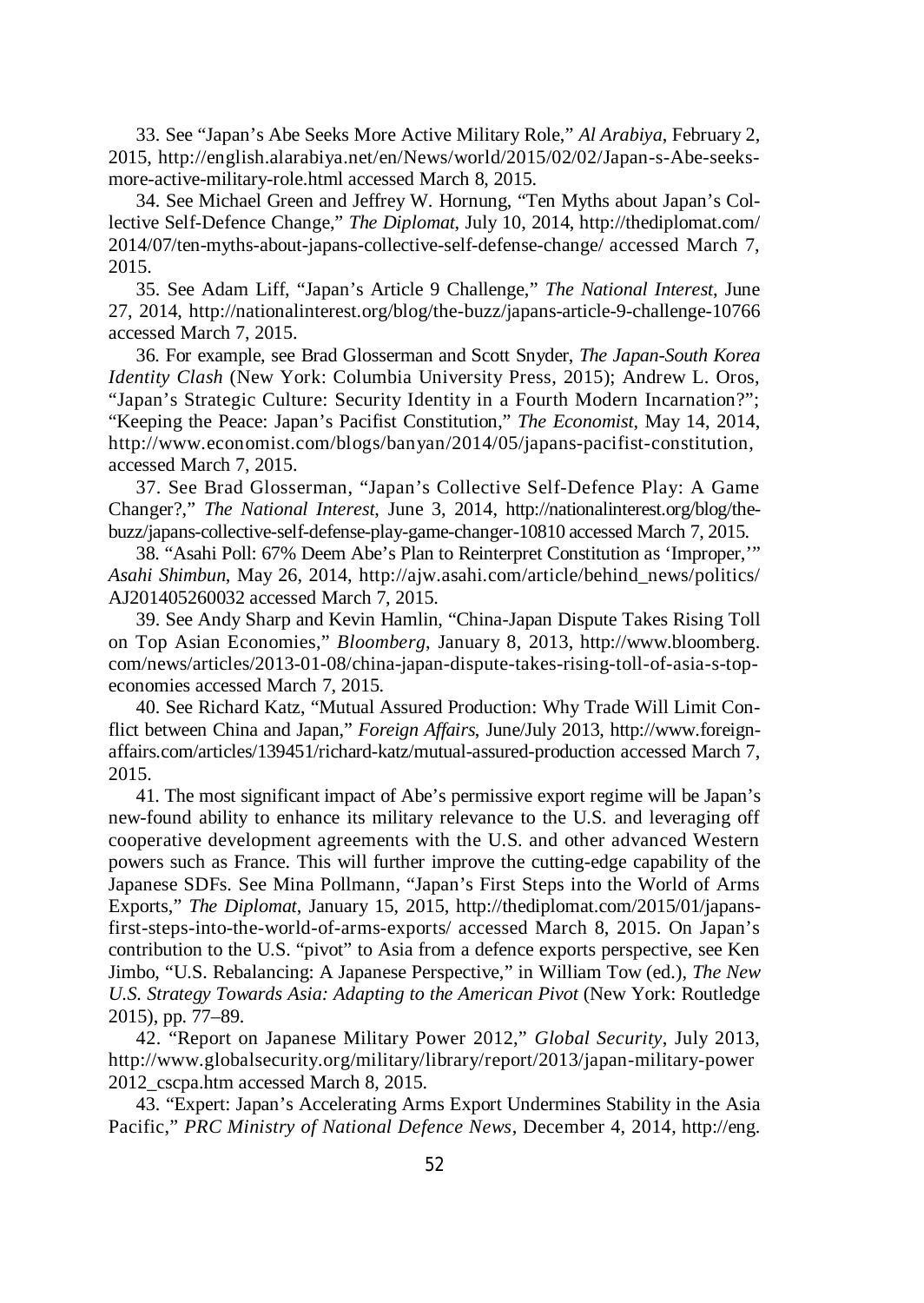33. See "Japan's Abe Seeks More Active Military Role," *Al Arabiya*, February 2, 2015, http://english.alarabiya.net/en/News/world/2015/02/02/Japan-s-Abe-seeks-more-active-military-role.html accessed March 8, 2015.

34. See Michael Green and Jeffrey W. Hornung, "Ten Myths about Japan's Collective Self-Defence Change," *The Diplomat*, July 10, 2014, http://thediplomat.com/2014/07/ten-myths-about-japans-collective-self-defense-change/ accessed March 7, 2015.

35. See Adam Liff, "Japan's Article 9 Challenge," *The National Interest*, June 27, 2014, http://nationalinterest.org/blog/the-buzz/japans-article-9-challenge-10766 accessed March 7, 2015.

36. For example, see Brad Glosserman and Scott Snyder, *The Japan-South Korea Identity Clash* (New York: Columbia University Press, 2015); Andrew L. Oros, "Japan's Strategic Culture: Security Identity in a Fourth Modern Incarnation?"; "Keeping the Peace: Japan's Pacifist Constitution," *The Economist*, May 14, 2014, http://www.economist.com/blogs/banyan/2014/05/japans-pacifist-constitution, accessed March 7, 2015.

37. See Brad Glosserman, "Japan's Collective Self-Defence Play: A Game Changer?," *The National Interest*, June 3, 2014, http://nationalinterest.org/blog/the-buzz/japans-collective-self-defense-play-game-changer-10810 accessed March 7, 2015.

38. "Asahi Poll: 67% Deem Abe's Plan to Reinterpret Constitution as 'Improper,'" *Asahi Shimbun*, May 26, 2014, http://ajw.asahi.com/article/behind_news/politics/AJ201405260032 accessed March 7, 2015.

39. See Andy Sharp and Kevin Hamlin, "China-Japan Dispute Takes Rising Toll on Top Asian Economies," *Bloomberg*, January 8, 2013, http://www.bloomberg.com/news/articles/2013-01-08/china-japan-dispute-takes-rising-toll-of-asia-s-top-economies accessed March 7, 2015.

40. See Richard Katz, "Mutual Assured Production: Why Trade Will Limit Conflict between China and Japan," *Foreign Affairs*, June/July 2013, http://www.foreignaffairs.com/articles/139451/richard-katz/mutual-assured-production accessed March 7, 2015.

41. The most significant impact of Abe's permissive export regime will be Japan's new-found ability to enhance its military relevance to the U.S. and leveraging off cooperative development agreements with the U.S. and other advanced Western powers such as France. This will further improve the cutting-edge capability of the Japanese SDFs. See Mina Pollmann, "Japan's First Steps into the World of Arms Exports," *The Diplomat*, January 15, 2015, http://thediplomat.com/2015/01/japans-first-steps-into-the-world-of-arms-exports/ accessed March 8, 2015. On Japan's contribution to the U.S. "pivot" to Asia from a defence exports perspective, see Ken Jimbo, "U.S. Rebalancing: A Japanese Perspective," in William Tow (ed.), *The New U.S. Strategy Towards Asia: Adapting to the American Pivot* (New York: Routledge 2015), pp. 77–89.

42. "Report on Japanese Military Power 2012," *Global Security*, July 2013, http://www.globalsecurity.org/military/library/report/2013/japan-military-power 2012_cscpa.htm accessed March 8, 2015.

43. "Expert: Japan's Accelerating Arms Export Undermines Stability in the Asia Pacific," *PRC Ministry of National Defence News*, December 4, 2014, http://eng.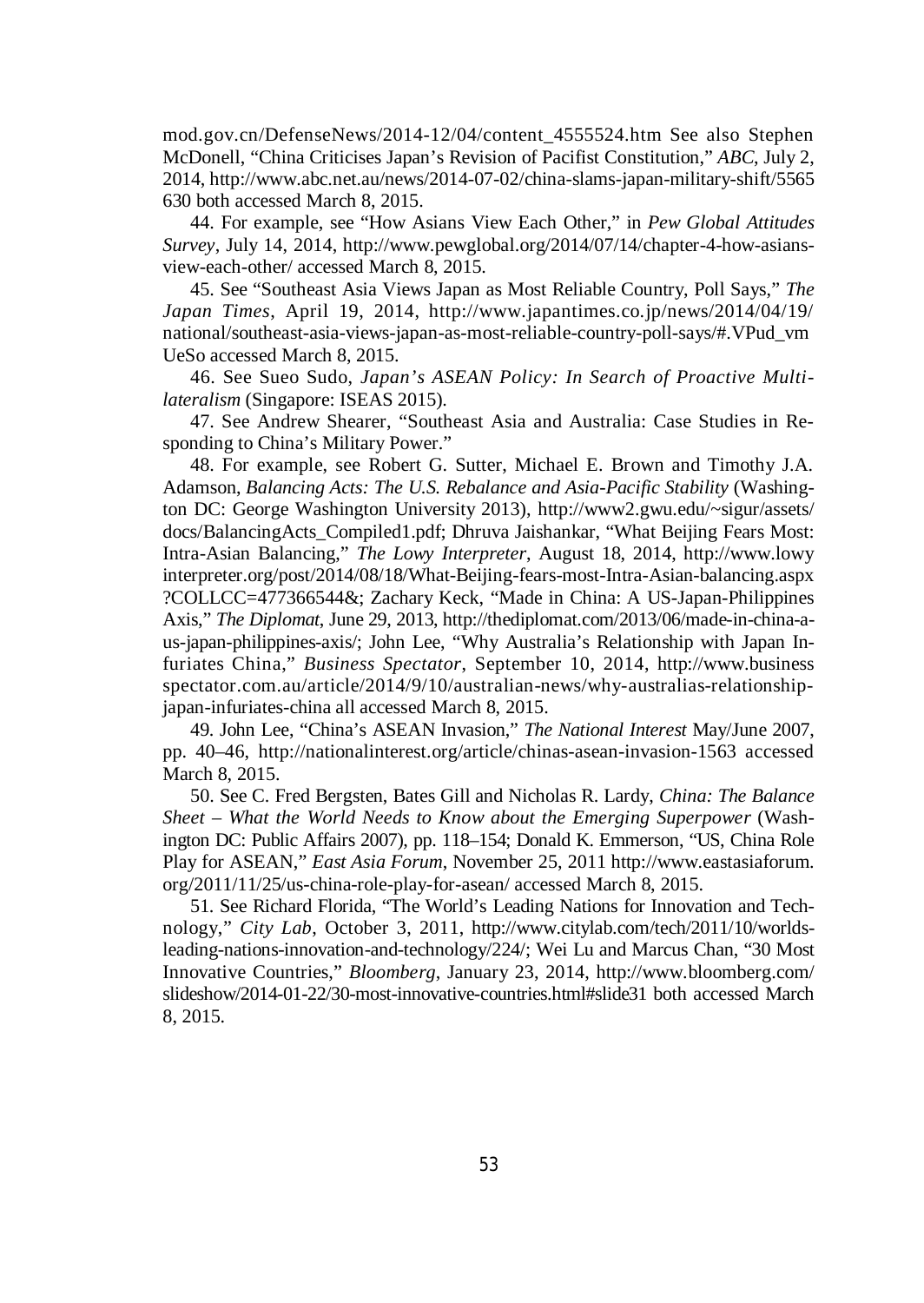mod.gov.cn/DefenseNews/2014-12/04/content_4555524.htm See also Stephen McDonell, "China Criticises Japan's Revision of Pacifist Constitution," *ABC*, July 2, 2014, http://www.abc.net.au/news/2014-07-02/china-slams-japan-military-shift/5565630 both accessed March 8, 2015.

44. For example, see "How Asians View Each Other," in *Pew Global Attitudes Survey*, July 14, 2014, http://www.pewglobal.org/2014/07/14/chapter-4-how-asians-view-each-other/ accessed March 8, 2015.

45. See "Southeast Asia Views Japan as Most Reliable Country, Poll Says," *The Japan Times*, April 19, 2014, http://www.japantimes.co.jp/news/2014/04/19/national/southeast-asia-views-japan-as-most-reliable-country-poll-says/#.VPud_vmUeSo accessed March 8, 2015.

46. See Sueo Sudo, *Japan's ASEAN Policy: In Search of Proactive Multilateralism* (Singapore: ISEAS 2015).

47. See Andrew Shearer, "Southeast Asia and Australia: Case Studies in Responding to China's Military Power."

48. For example, see Robert G. Sutter, Michael E. Brown and Timothy J.A. Adamson, *Balancing Acts: The U.S. Rebalance and Asia-Pacific Stability* (Washington DC: George Washington University 2013), http://www2.gwu.edu/~sigur/assets/docs/BalancingActs_Compiled1.pdf; Dhruva Jaishankar, "What Beijing Fears Most: Intra-Asian Balancing," *The Lowy Interpreter*, August 18, 2014, http://www.lowyinterpreter.org/post/2014/08/18/What-Beijing-fears-most-Intra-Asian-balancing.aspx?COLLCC=477366544&; Zachary Keck, "Made in China: A US-Japan-Philippines Axis," *The Diplomat*, June 29, 2013, http://thediplomat.com/2013/06/made-in-china-a-us-japan-philippines-axis/; John Lee, "Why Australia's Relationship with Japan Infuriates China," *Business Spectator*, September 10, 2014, http://www.businessspectator.com.au/article/2014/9/10/australian-news/why-australias-relationship-japan-infuriates-china all accessed March 8, 2015.

49. John Lee, "China's ASEAN Invasion," *The National Interest* May/June 2007, pp. 40–46, http://nationalinterest.org/article/chinas-asean-invasion-1563 accessed March 8, 2015.

50. See C. Fred Bergsten, Bates Gill and Nicholas R. Lardy, *China: The Balance Sheet – What the World Needs to Know about the Emerging Superpower* (Washington DC: Public Affairs 2007), pp. 118–154; Donald K. Emmerson, "US, China Role Play for ASEAN," *East Asia Forum*, November 25, 2011 http://www.eastasiaforum.org/2011/11/25/us-china-role-play-for-asean/ accessed March 8, 2015.

51. See Richard Florida, "The World's Leading Nations for Innovation and Technology," *City Lab*, October 3, 2011, http://www.citylab.com/tech/2011/10/worlds-leading-nations-innovation-and-technology/224/; Wei Lu and Marcus Chan, "30 Most Innovative Countries," *Bloomberg*, January 23, 2014, http://www.bloomberg.com/slideshow/2014-01-22/30-most-innovative-countries.html#slide31 both accessed March 8, 2015.